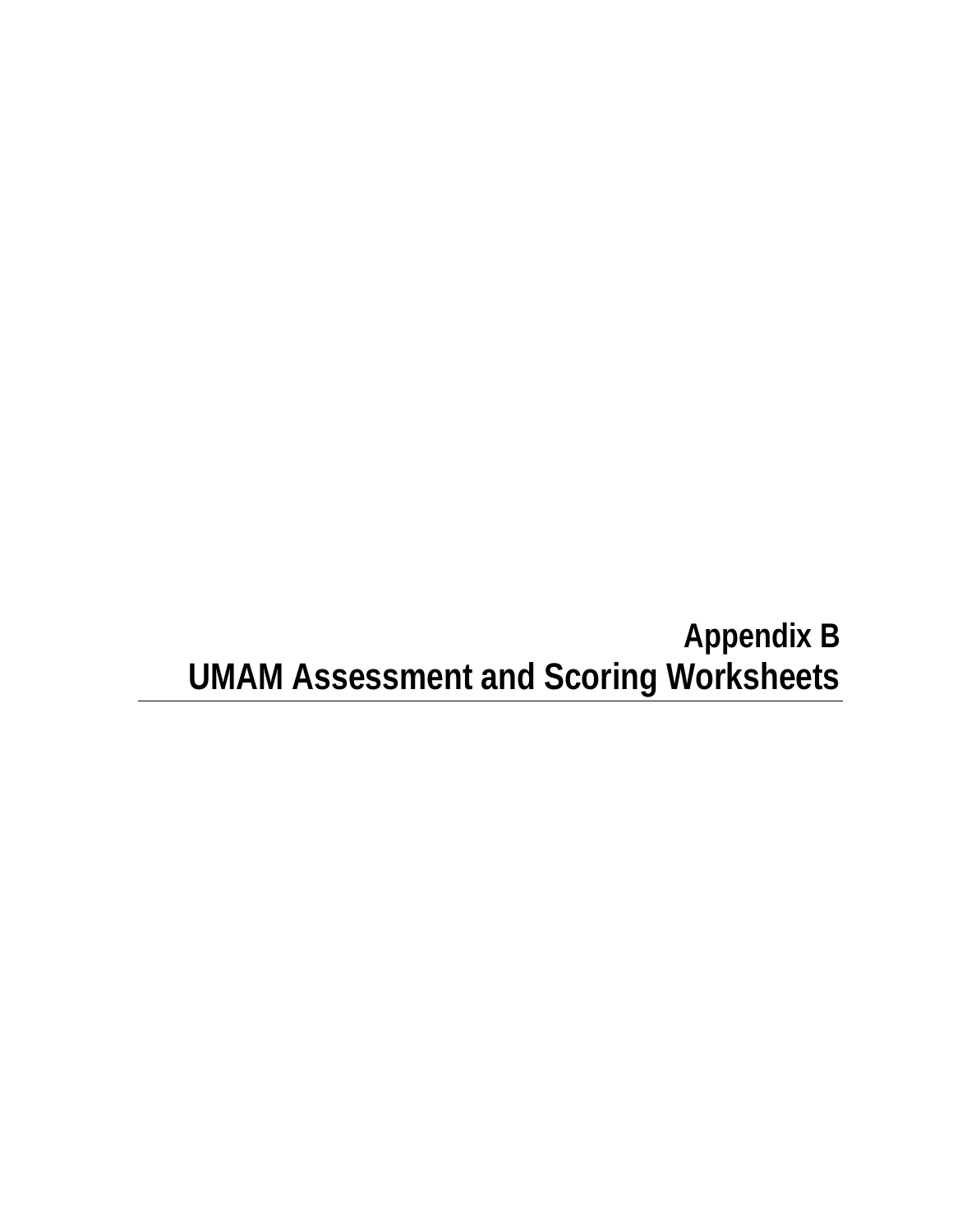# Appendix B
# UMAM Assessment and Scoring Worksheets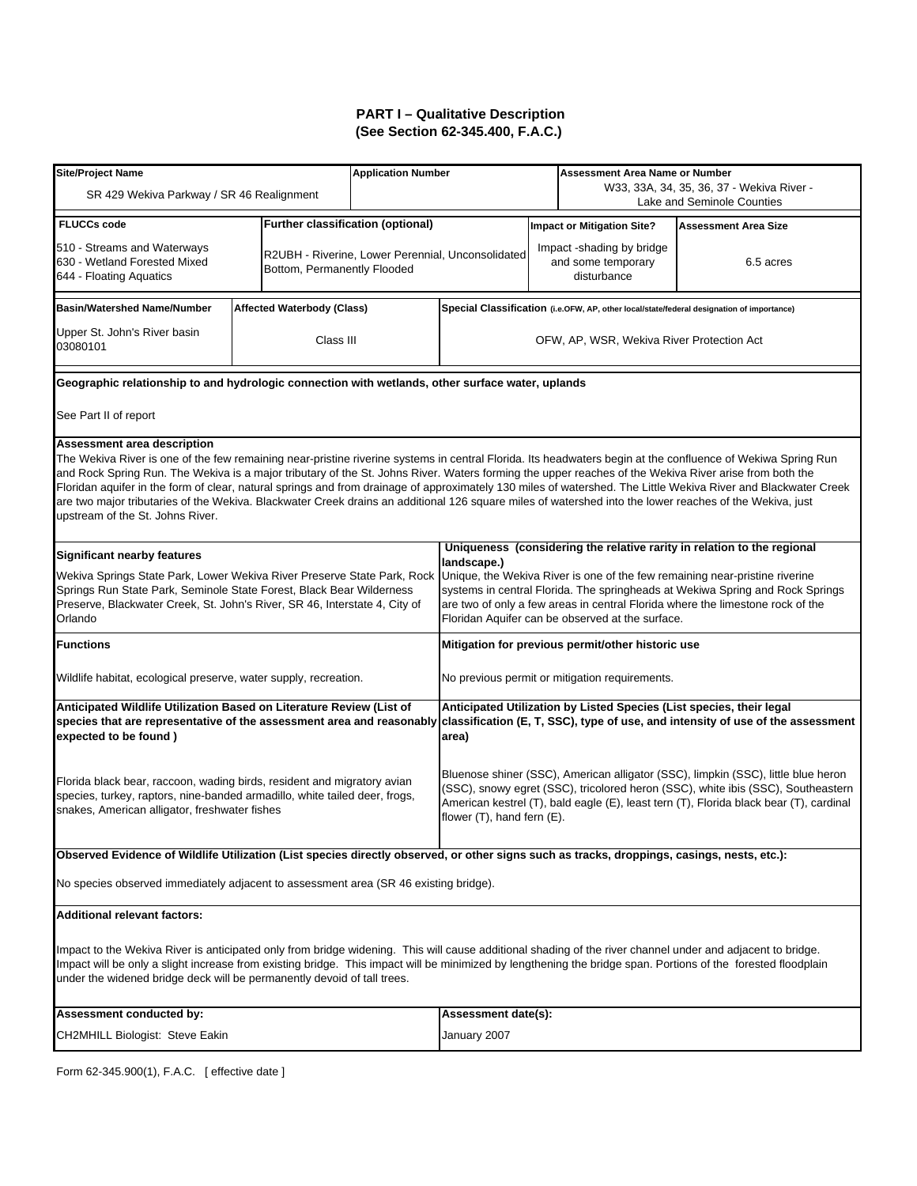## PART I – Qualitative Description
### (See Section 62-345.400, F.A.C.)

| **Site/Project Name** | **Application Number** | **Assessment Area Name or Number** |
|---|---|---|
| SR 429 Wekiva Parkway / SR 46 Realignment | | W33, 33A, 34, 35, 36, 37 - Wekiva River - Lake and Seminole Counties |

| **FLUCCs code** | **Further classification (optional)** | **Impact or Mitigation Site?** | **Assessment Area Size** |
|---|---|---|---|
| 510 - Streams and Waterways<br>630 - Wetland Forested Mixed<br>644 - Floating Aquatics | R2UBH - Riverine, Lower Perennial, Unconsolidated Bottom, Permanently Flooded | Impact -shading by bridge and some temporary disturbance | 6.5 acres |

| **Basin/Watershed Name/Number** | **Affected Waterbody (Class)** | **Special Classification (i.e.OFW, AP, other local/state/federal designation of importance)** |
|---|---|---|
| Upper St. John's River basin 03080101 | Class III | OFW, AP, WSR, Wekiva River Protection Act |

**Geographic relationship to and hydrologic connection with wetlands, other surface water, uplands**

See Part II of report

**Assessment area description**

The Wekiva River is one of the few remaining near-pristine riverine systems in central Florida. Its headwaters begin at the confluence of Wekiwa Spring Run and Rock Spring Run. The Wekiva is a major tributary of the St. Johns River. Waters forming the upper reaches of the Wekiva River arise from both the Floridan aquifer in the form of clear, natural springs and from drainage of approximately 130 miles of watershed. The Little Wekiva River and Blackwater Creek are two major tributaries of the Wekiva. Blackwater Creek drains an additional 126 square miles of watershed into the lower reaches of the Wekiva, just upstream of the St. Johns River.

| **Significant nearby features** | **Uniqueness (considering the relative rarity in relation to the regional landscape.)** |
|---|---|
| Wekiva Springs State Park, Lower Wekiva River Preserve State Park, Rock Springs Run State Park, Seminole State Forest, Black Bear Wilderness Preserve, Blackwater Creek, St. John's River, SR 46, Interstate 4, City of Orlando | Unique, the Wekiva River is one of the few remaining near-pristine riverine systems in central Florida. The springheads at Wekiwa Spring and Rock Springs are two of only a few areas in central Florida where the limestone rock of the Floridan Aquifer can be observed at the surface. |

| **Functions** | **Mitigation for previous permit/other historic use** |
|---|---|
| Wildlife habitat, ecological preserve, water supply, recreation. | No previous permit or mitigation requirements. |

| **Anticipated Wildlife Utilization Based on Literature Review (List of species that are representative of the assessment area and reasonably expected to be found )** | **Anticipated Utilization by Listed Species (List species, their legal classification (E, T, SSC), type of use, and intensity of use of the assessment area)** |
|---|---|
| Florida black bear, raccoon, wading birds, resident and migratory avian species, turkey, raptors, nine-banded armadillo, white tailed deer, frogs, snakes, American alligator, freshwater fishes | Bluenose shiner (SSC), American alligator (SSC), limpkin (SSC), little blue heron (SSC), snowy egret (SSC), tricolored heron (SSC), white ibis (SSC), Southeastern American kestrel (T), bald eagle (E), least tern (T), Florida black bear (T), cardinal flower (T), hand fern (E). |

**Observed Evidence of Wildlife Utilization (List species directly observed, or other signs such as tracks, droppings, casings, nests, etc.):**

No species observed immediately adjacent to assessment area (SR 46 existing bridge).

**Additional relevant factors:**

Impact to the Wekiva River is anticipated only from bridge widening. This will cause additional shading of the river channel under and adjacent to bridge. Impact will be only a slight increase from existing bridge. This impact will be minimized by lengthening the bridge span. Portions of the forested floodplain under the widened bridge deck will be permanently devoid of tall trees.

| **Assessment conducted by:** | **Assessment date(s):** |
|---|---|
| CH2MHILL Biologist: Steve Eakin | January 2007 |

Form 62-345.900(1), F.A.C. [ effective date ]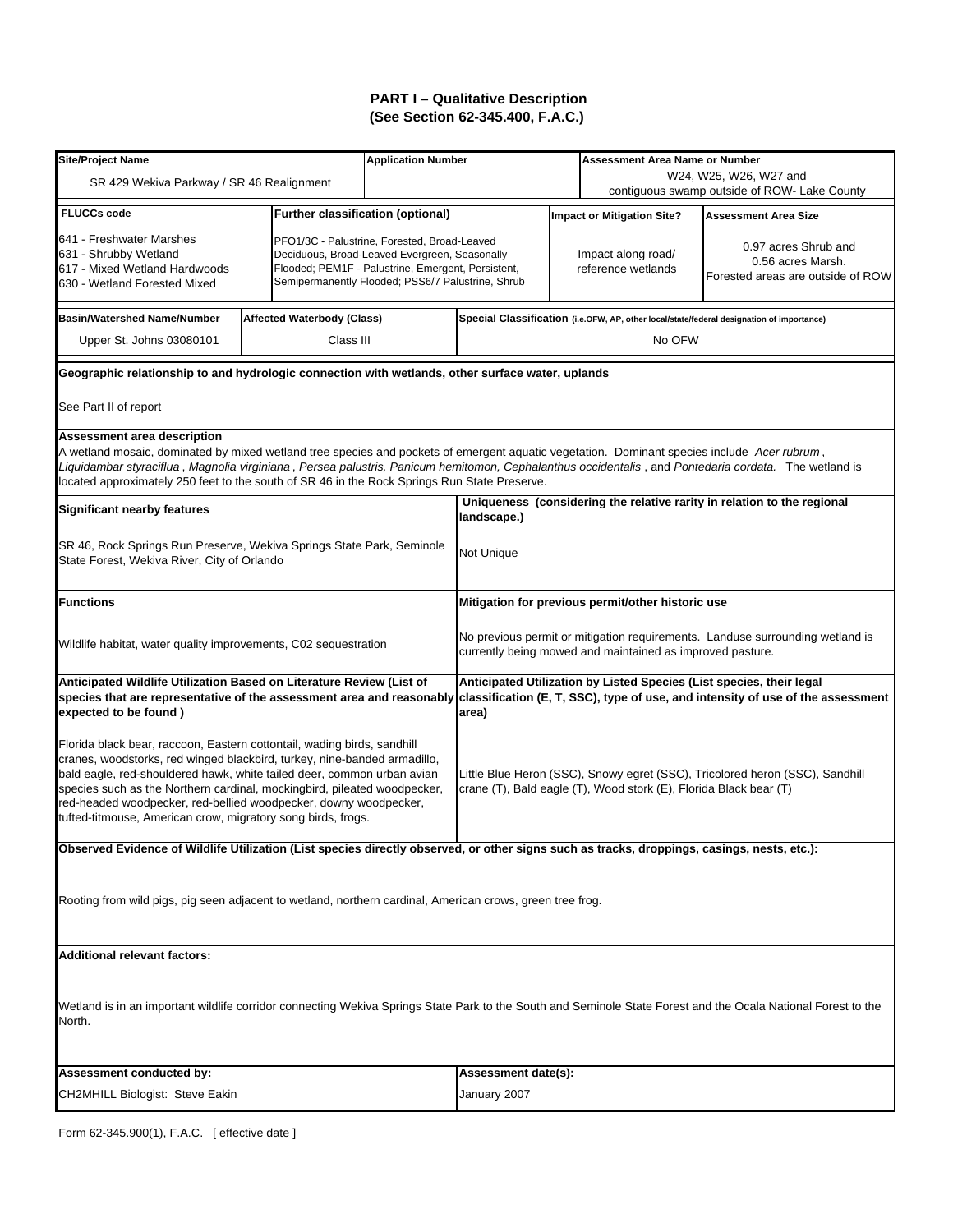**PART I – Qualitative Description**
**(See Section 62-345.400, F.A.C.)**

| **Site/Project Name** | **Application Number** | **Assessment Area Name or Number** |
|---|---|---|
| SR 429 Wekiva Parkway / SR 46 Realignment | | W24, W25, W26, W27 and contiguous swamp outside of ROW- Lake County |

| **FLUCCs code** | **Further classification (optional)** | **Impact or Mitigation Site?** | **Assessment Area Size** |
|---|---|---|---|
| 641 - Freshwater Marshes<br>631 - Shrubby Wetland<br>617 - Mixed Wetland Hardwoods<br>630 - Wetland Forested Mixed | PFO1/3C - Palustrine, Forested, Broad-Leaved Deciduous, Broad-Leaved Evergreen, Seasonally Flooded; PEM1F - Palustrine, Emergent, Persistent, Semipermanently Flooded; PSS6/7 Palustrine, Shrub | Impact along road/ reference wetlands | 0.97 acres Shrub and 0.56 acres Marsh. Forested areas are outside of ROW |

| **Basin/Watershed Name/Number** | **Affected Waterbody (Class)** | **Special Classification** (i.e.OFW, AP, other local/state/federal designation of importance) |
|---|---|---|
| Upper St. Johns 03080101 | Class III | No OFW |

**Geographic relationship to and hydrologic connection with wetlands, other surface water, uplands**

See Part II of report

**Assessment area description**

A wetland mosaic, dominated by mixed wetland tree species and pockets of emergent aquatic vegetation. Dominant species include *Acer rubrum*, *Liquidambar styraciflua*, *Magnolia virginiana*, *Persea palustris*, *Panicum hemitomon*, *Cephalanthus occidentalis*, and *Pontedaria cordata*. The wetland is located approximately 250 feet to the south of SR 46 in the Rock Springs Run State Preserve.

| **Significant nearby features** | **Uniqueness (considering the relative rarity in relation to the regional landscape.)** |
|---|---|
| SR 46, Rock Springs Run Preserve, Wekiva Springs State Park, Seminole State Forest, Wekiva River, City of Orlando | Not Unique |

| **Functions** | **Mitigation for previous permit/other historic use** |
|---|---|
| Wildlife habitat, water quality improvements, C02 sequestration | No previous permit or mitigation requirements. Landuse surrounding wetland is currently being mowed and maintained as improved pasture. |

| **Anticipated Wildlife Utilization Based on Literature Review (List of species that are representative of the assessment area and reasonably expected to be found )** | **Anticipated Utilization by Listed Species (List species, their legal classification (E, T, SSC), type of use, and intensity of use of the assessment area)** |
|---|---|
| Florida black bear, raccoon, Eastern cottontail, wading birds, sandhill cranes, woodstorks, red winged blackbird, turkey, nine-banded armadillo, bald eagle, red-shouldered hawk, white tailed deer, common urban avian species such as the Northern cardinal, mockingbird, pileated woodpecker, red-headed woodpecker, red-bellied woodpecker, downy woodpecker, tufted-titmouse, American crow, migratory song birds, frogs. | Little Blue Heron (SSC), Snowy egret (SSC), Tricolored heron (SSC), Sandhill crane (T), Bald eagle (T), Wood stork (E), Florida Black bear (T) |

**Observed Evidence of Wildlife Utilization (List species directly observed, or other signs such as tracks, droppings, casings, nests, etc.):**

Rooting from wild pigs, pig seen adjacent to wetland, northern cardinal, American crows, green tree frog.

**Additional relevant factors:**

Wetland is in an important wildlife corridor connecting Wekiva Springs State Park to the South and Seminole State Forest and the Ocala National Forest to the North.

| **Assessment conducted by:** | **Assessment date(s):** |
|---|---|
| CH2MHILL Biologist: Steve Eakin | January 2007 |

Form 62-345.900(1), F.A.C. [ effective date ]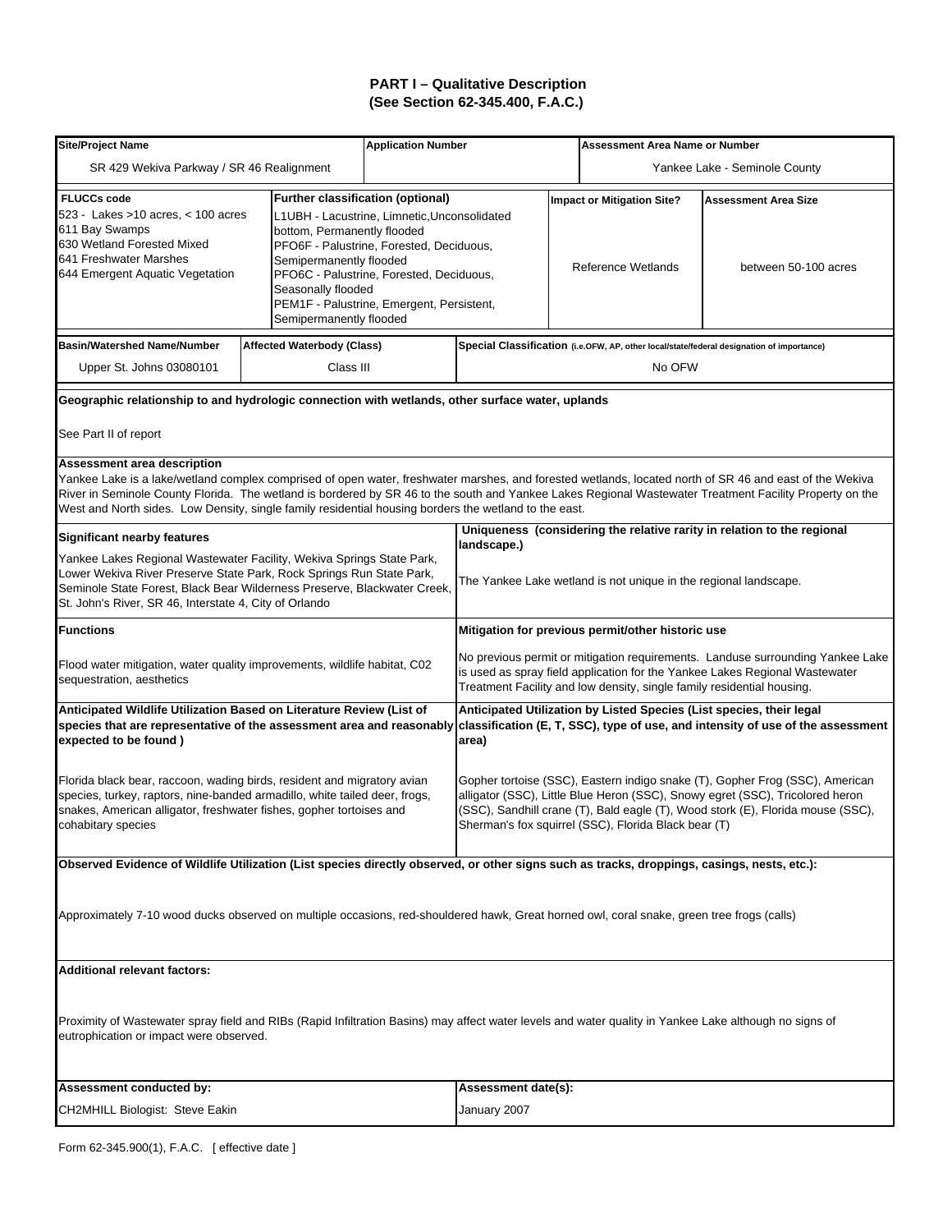## PART I – Qualitative Description
## (See Section 62-345.400, F.A.C.)

| Site/Project Name | Application Number | Assessment Area Name or Number |
|---|---|---|
| SR 429 Wekiva Parkway / SR 46 Realignment | | Yankee Lake - Seminole County |

| FLUCCs code | Further classification (optional) | Impact or Mitigation Site? | Assessment Area Size |
|---|---|---|---|
| 523 - Lakes >10 acres, < 100 acres<br>611 Bay Swamps<br>630 Wetland Forested Mixed<br>641 Freshwater Marshes<br>644 Emergent Aquatic Vegetation | L1UBH - Lacustrine, Limnetic,Unconsolidated bottom, Permanently flooded<br>PFO6F - Palustrine, Forested, Deciduous, Semipermanently flooded<br>PFO6C - Palustrine, Forested, Deciduous, Seasonally flooded<br>PEM1F - Palustrine, Emergent, Persistent, Semipermanently flooded | Reference Wetlands | between 50-100 acres |

| Basin/Watershed Name/Number | Affected Waterbody (Class) | Special Classification (i.e.OFW, AP, other local/state/federal designation of importance) |
|---|---|---|
| Upper St. Johns 03080101 | Class III | No OFW |

**Geographic relationship to and hydrologic connection with wetlands, other surface water, uplands**

See Part II of report

**Assessment area description**

Yankee Lake is a lake/wetland complex comprised of open water, freshwater marshes, and forested wetlands, located north of SR 46 and east of the Wekiva River in Seminole County Florida. The wetland is bordered by SR 46 to the south and Yankee Lakes Regional Wastewater Treatment Facility Property on the West and North sides. Low Density, single family residential housing borders the wetland to the east.

| Significant nearby features | Uniqueness (considering the relative rarity in relation to the regional landscape.) |
|---|---|
| Yankee Lakes Regional Wastewater Facility, Wekiva Springs State Park, Lower Wekiva River Preserve State Park, Rock Springs Run State Park, Seminole State Forest, Black Bear Wilderness Preserve, Blackwater Creek, St. John's River, SR 46, Interstate 4, City of Orlando | The Yankee Lake wetland is not unique in the regional landscape. |

| Functions | Mitigation for previous permit/other historic use |
|---|---|
| Flood water mitigation, water quality improvements, wildlife habitat, C02 sequestration, aesthetics | No previous permit or mitigation requirements. Landuse surrounding Yankee Lake is used as spray field application for the Yankee Lakes Regional Wastewater Treatment Facility and low density, single family residential housing. |

| Anticipated Wildlife Utilization Based on Literature Review (List of species that are representative of the assessment area and reasonably expected to be found ) | Anticipated Utilization by Listed Species (List species, their legal classification (E, T, SSC), type of use, and intensity of use of the assessment area) |
|---|---|
| Florida black bear, raccoon, wading birds, resident and migratory avian species, turkey, raptors, nine-banded armadillo, white tailed deer, frogs, snakes, American alligator, freshwater fishes, gopher tortoises and cohabitary species | Gopher tortoise (SSC), Eastern indigo snake (T), Gopher Frog (SSC), American alligator (SSC), Little Blue Heron (SSC), Snowy egret (SSC), Tricolored heron (SSC), Sandhill crane (T), Bald eagle (T), Wood stork (E), Florida mouse (SSC), Sherman's fox squirrel (SSC), Florida Black bear (T) |

**Observed Evidence of Wildlife Utilization (List species directly observed, or other signs such as tracks, droppings, casings, nests, etc.):**

Approximately 7-10 wood ducks observed on multiple occasions, red-shouldered hawk, Great horned owl, coral snake, green tree frogs (calls)

**Additional relevant factors:**

Proximity of Wastewater spray field and RIBs (Rapid Infiltration Basins) may affect water levels and water quality in Yankee Lake although no signs of eutrophication or impact were observed.

| Assessment conducted by: | Assessment date(s): |
|---|---|
| CH2MHILL Biologist: Steve Eakin | January 2007 |

Form 62-345.900(1), F.A.C. [ effective date ]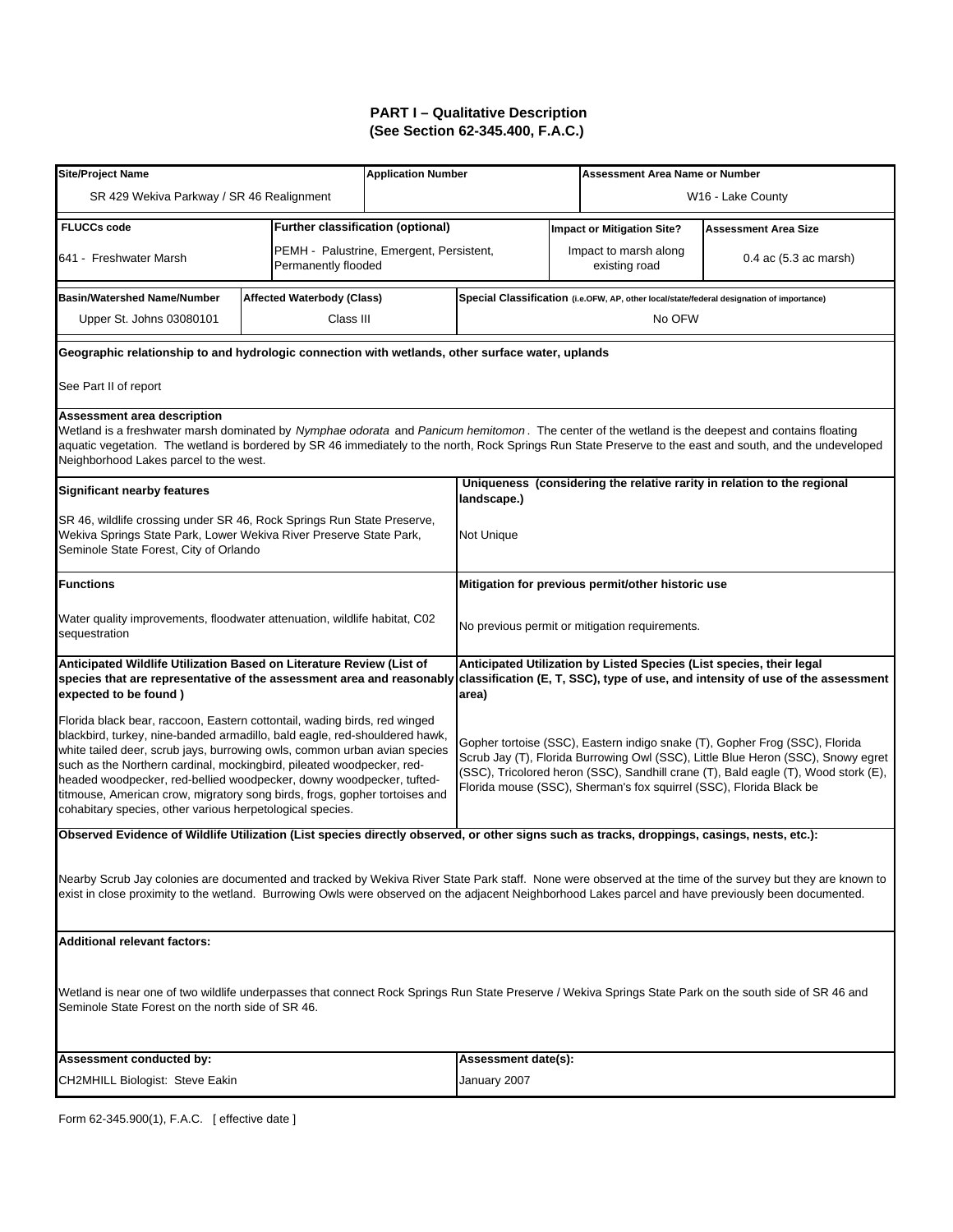## PART I – Qualitative Description
## (See Section 62-345.400, F.A.C.)

| **Site/Project Name** | **Application Number** | **Assessment Area Name or Number** |
|---|---|---|
| SR 429 Wekiva Parkway / SR 46 Realignment | | W16 - Lake County |

| **FLUCCs code** | **Further classification (optional)** | **Impact or Mitigation Site?** | **Assessment Area Size** |
|---|---|---|---|
| 641 - Freshwater Marsh | PEMH - Palustrine, Emergent, Persistent, Permanently flooded | Impact to marsh along existing road | 0.4 ac (5.3 ac marsh) |

| **Basin/Watershed Name/Number** | **Affected Waterbody (Class)** | **Special Classification** (i.e.OFW, AP, other local/state/federal designation of importance) |
|---|---|---|
| Upper St. Johns 03080101 | Class III | No OFW |

**Geographic relationship to and hydrologic connection with wetlands, other surface water, uplands**

See Part II of report

**Assessment area description**

Wetland is a freshwater marsh dominated by *Nymphae odorata* and *Panicum hemitomon*. The center of the wetland is the deepest and contains floating aquatic vegetation. The wetland is bordered by SR 46 immediately to the north, Rock Springs Run State Preserve to the east and south, and the undeveloped Neighborhood Lakes parcel to the west.

| **Significant nearby features** | **Uniqueness (considering the relative rarity in relation to the regional landscape.)** |
|---|---|
| SR 46, wildlife crossing under SR 46, Rock Springs Run State Preserve, Wekiva Springs State Park, Lower Wekiva River Preserve State Park, Seminole State Forest, City of Orlando | Not Unique |

| **Functions** | **Mitigation for previous permit/other historic use** |
|---|---|
| Water quality improvements, floodwater attenuation, wildlife habitat, C02 sequestration | No previous permit or mitigation requirements. |

| **Anticipated Wildlife Utilization Based on Literature Review (List of species that are representative of the assessment area and reasonably expected to be found )** | **Anticipated Utilization by Listed Species (List species, their legal classification (E, T, SSC), type of use, and intensity of use of the assessment area)** |
|---|---|
| Florida black bear, raccoon, Eastern cottontail, wading birds, red winged blackbird, turkey, nine-banded armadillo, bald eagle, red-shouldered hawk, white tailed deer, scrub jays, burrowing owls, common urban avian species such as the Northern cardinal, mockingbird, pileated woodpecker, red-headed woodpecker, red-bellied woodpecker, downy woodpecker, tufted-titmouse, American crow, migratory song birds, frogs, gopher tortoises and cohabitary species, other various herpetological species. | Gopher tortoise (SSC), Eastern indigo snake (T), Gopher Frog (SSC), Florida Scrub Jay (T), Florida Burrowing Owl (SSC), Little Blue Heron (SSC), Snowy egret (SSC), Tricolored heron (SSC), Sandhill crane (T), Bald eagle (T), Wood stork (E), Florida mouse (SSC), Sherman's fox squirrel (SSC), Florida Black be |

**Observed Evidence of Wildlife Utilization (List species directly observed, or other signs such as tracks, droppings, casings, nests, etc.):**

Nearby Scrub Jay colonies are documented and tracked by Wekiva River State Park staff. None were observed at the time of the survey but they are known to exist in close proximity to the wetland. Burrowing Owls were observed on the adjacent Neighborhood Lakes parcel and have previously been documented.

**Additional relevant factors:**

Wetland is near one of two wildlife underpasses that connect Rock Springs Run State Preserve / Wekiva Springs State Park on the south side of SR 46 and Seminole State Forest on the north side of SR 46.

| **Assessment conducted by:** | **Assessment date(s):** |
|---|---|
| CH2MHILL Biologist: Steve Eakin | January 2007 |

Form 62-345.900(1), F.A.C. [ effective date ]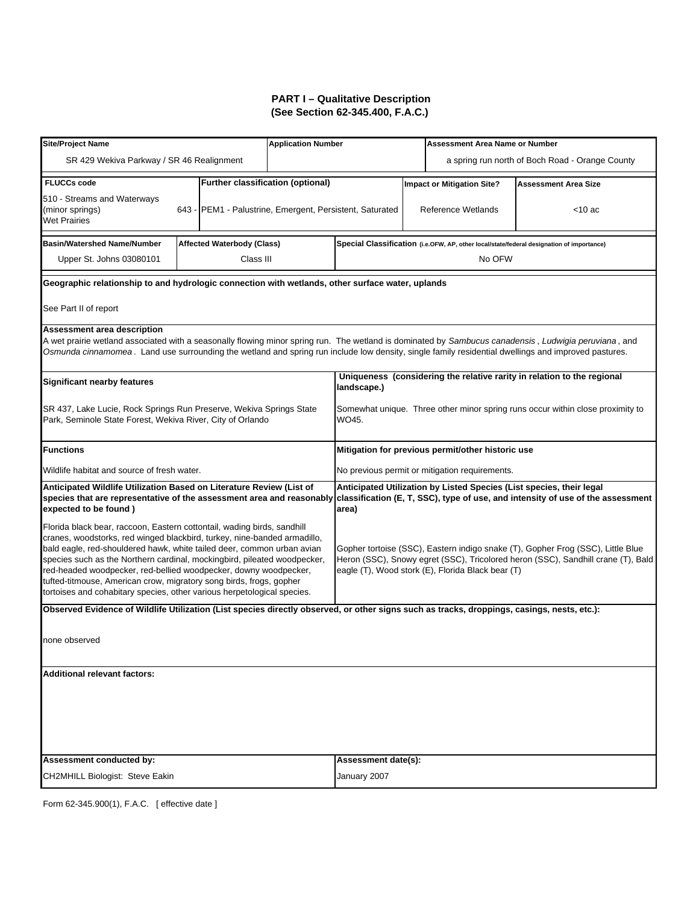## PART I – Qualitative Description
## (See Section 62-345.400, F.A.C.)

| Site/Project Name | Application Number | Assessment Area Name or Number |
|---|---|---|
| SR 429 Wekiva Parkway / SR 46 Realignment | | a spring run north of Boch Road - Orange County |

| FLUCCs code | Further classification (optional) | Impact or Mitigation Site? | Assessment Area Size |
|---|---|---|---|
| 510 - Streams and Waterways (minor springs) 643 - Wet Prairies | PEM1 - Palustrine, Emergent, Persistent, Saturated | Reference Wetlands | <10 ac |

| Basin/Watershed Name/Number | Affected Waterbody (Class) | Special Classification (i.e.OFW, AP, other local/state/federal designation of importance) |
|---|---|---|
| Upper St. Johns 03080101 | Class III | No OFW |

**Geographic relationship to and hydrologic connection with wetlands, other surface water, uplands**

See Part II of report

**Assessment area description**

A wet prairie wetland associated with a seasonally flowing minor spring run. The wetland is dominated by *Sambucus canadensis* , *Ludwigia peruviana* , and *Osmunda cinnamomea* . Land use surrounding the wetland and spring run include low density, single family residential dwellings and improved pastures.

| Significant nearby features | Uniqueness (considering the relative rarity in relation to the regional landscape.) |
|---|---|
| SR 437, Lake Lucie, Rock Springs Run Preserve, Wekiva Springs State Park, Seminole State Forest, Wekiva River, City of Orlando | Somewhat unique. Three other minor spring runs occur within close proximity to WO45. |

| Functions | Mitigation for previous permit/other historic use |
|---|---|
| Wildlife habitat and source of fresh water. | No previous permit or mitigation requirements. |

| Anticipated Wildlife Utilization Based on Literature Review (List of species that are representative of the assessment area and reasonably expected to be found ) | Anticipated Utilization by Listed Species (List species, their legal classification (E, T, SSC), type of use, and intensity of use of the assessment area) |
|---|---|
| Florida black bear, raccoon, Eastern cottontail, wading birds, sandhill cranes, woodstorks, red winged blackbird, turkey, nine-banded armadillo, bald eagle, red-shouldered hawk, white tailed deer, common urban avian species such as the Northern cardinal, mockingbird, pileated woodpecker, red-headed woodpecker, red-bellied woodpecker, downy woodpecker, tufted-titmouse, American crow, migratory song birds, frogs, gopher tortoises and cohabitary species, other various herpetological species. | Gopher tortoise (SSC), Eastern indigo snake (T), Gopher Frog (SSC), Little Blue Heron (SSC), Snowy egret (SSC), Tricolored heron (SSC), Sandhill crane (T), Bald eagle (T), Wood stork (E), Florida Black bear (T) |

**Observed Evidence of Wildlife Utilization (List species directly observed, or other signs such as tracks, droppings, casings, nests, etc.):**

none observed

**Additional relevant factors:**

| Assessment conducted by: | Assessment date(s): |
|---|---|
| CH2MHILL Biologist: Steve Eakin | January 2007 |

Form 62-345.900(1), F.A.C. [ effective date ]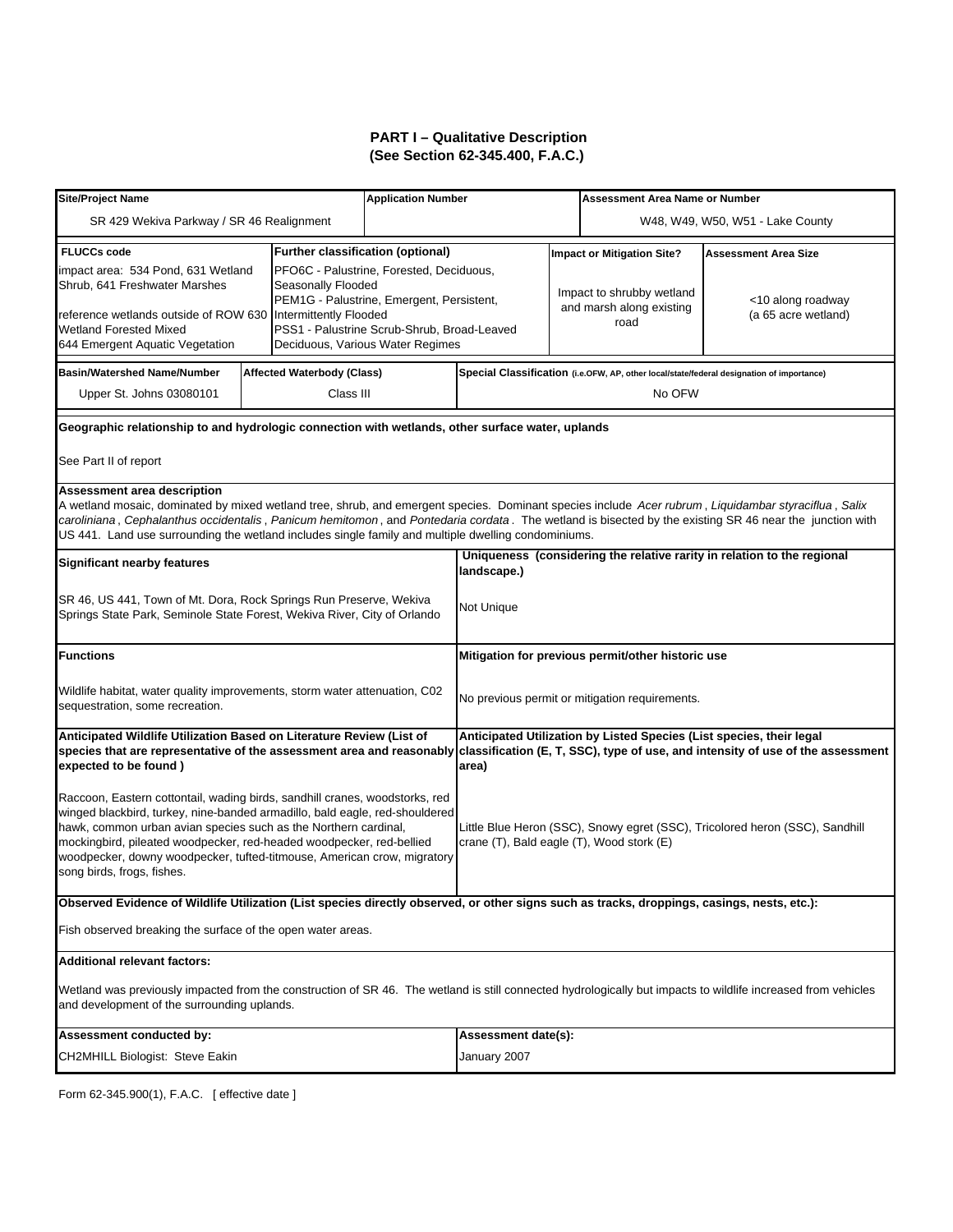## PART I – Qualitative Description
## (See Section 62-345.400, F.A.C.)

| **Site/Project Name** | **Application Number** | **Assessment Area Name or Number** |
|---|---|---|
| SR 429 Wekiva Parkway / SR 46 Realignment | | W48, W49, W50, W51 - Lake County |

| **FLUCCs code** | **Further classification (optional)** | **Impact or Mitigation Site?** | **Assessment Area Size** |
|---|---|---|---|
| impact area: 534 Pond, 631 Wetland Shrub, 641 Freshwater Marshes<br><br>reference wetlands outside of ROW 630 Wetland Forested Mixed<br>644 Emergent Aquatic Vegetation | PFO6C - Palustrine, Forested, Deciduous, Seasonally Flooded<br>PEM1G - Palustrine, Emergent, Persistent, Intermittently Flooded<br>PSS1 - Palustrine Scrub-Shrub, Broad-Leaved Deciduous, Various Water Regimes | Impact to shrubby wetland and marsh along existing road | <10 along roadway (a 65 acre wetland) |

| **Basin/Watershed Name/Number** | **Affected Waterbody (Class)** | **Special Classification** (i.e.OFW, AP, other local/state/federal designation of importance) |
|---|---|---|
| Upper St. Johns 03080101 | Class III | No OFW |

**Geographic relationship to and hydrologic connection with wetlands, other surface water, uplands**

See Part II of report

**Assessment area description**

A wetland mosaic, dominated by mixed wetland tree, shrub, and emergent species. Dominant species include *Acer rubrum*, *Liquidambar styraciflua*, *Salix caroliniana*, *Cephalanthus occidentalis*, *Panicum hemitomon*, and *Pontedaria cordata*. The wetland is bisected by the existing SR 46 near the junction with US 441. Land use surrounding the wetland includes single family and multiple dwelling condominiums.

| **Significant nearby features** | **Uniqueness (considering the relative rarity in relation to the regional landscape.)** |
|---|---|
| SR 46, US 441, Town of Mt. Dora, Rock Springs Run Preserve, Wekiva Springs State Park, Seminole State Forest, Wekiva River, City of Orlando | Not Unique |

| **Functions** | **Mitigation for previous permit/other historic use** |
|---|---|
| Wildlife habitat, water quality improvements, storm water attenuation, C02 sequestration, some recreation. | No previous permit or mitigation requirements. |

| **Anticipated Wildlife Utilization Based on Literature Review (List of species that are representative of the assessment area and reasonably expected to be found )** | **Anticipated Utilization by Listed Species (List species, their legal classification (E, T, SSC), type of use, and intensity of use of the assessment area)** |
|---|---|
| Raccoon, Eastern cottontail, wading birds, sandhill cranes, woodstorks, red winged blackbird, turkey, nine-banded armadillo, bald eagle, red-shouldered hawk, common urban avian species such as the Northern cardinal, mockingbird, pileated woodpecker, red-headed woodpecker, red-bellied woodpecker, downy woodpecker, tufted-titmouse, American crow, migratory song birds, frogs, fishes. | Little Blue Heron (SSC), Snowy egret (SSC), Tricolored heron (SSC), Sandhill crane (T), Bald eagle (T), Wood stork (E) |

**Observed Evidence of Wildlife Utilization (List species directly observed, or other signs such as tracks, droppings, casings, nests, etc.):**

Fish observed breaking the surface of the open water areas.

**Additional relevant factors:**

Wetland was previously impacted from the construction of SR 46. The wetland is still connected hydrologically but impacts to wildlife increased from vehicles and development of the surrounding uplands.

| **Assessment conducted by:** | **Assessment date(s):** |
|---|---|
| CH2MHILL Biologist: Steve Eakin | January 2007 |

Form 62-345.900(1), F.A.C. [ effective date ]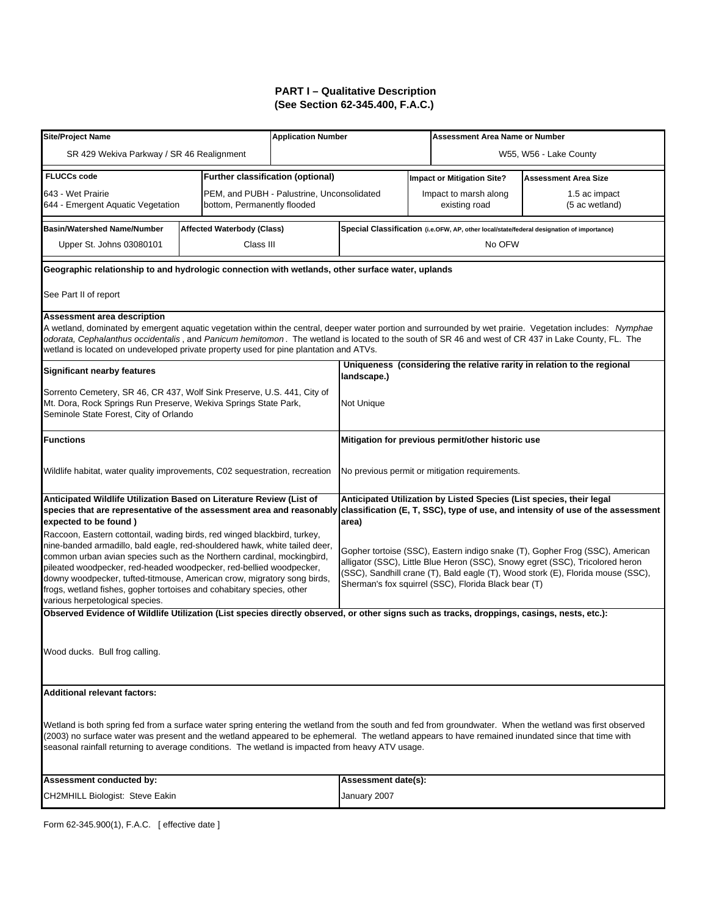## PART I – Qualitative Description
## (See Section 62-345.400, F.A.C.)

| Site/Project Name | Application Number | Assessment Area Name or Number |
|---|---|---|
| SR 429 Wekiva Parkway / SR 46 Realignment | | W55, W56 - Lake County |

| FLUCCs code | Further classification (optional) | Impact or Mitigation Site? | Assessment Area Size |
|---|---|---|---|
| 643 - Wet Prairie<br>644 - Emergent Aquatic Vegetation | PEM, and PUBH - Palustrine, Unconsolidated bottom, Permanently flooded | Impact to marsh along existing road | 1.5 ac impact<br>(5 ac wetland) |

| Basin/Watershed Name/Number | Affected Waterbody (Class) | Special Classification (i.e.OFW, AP, other local/state/federal designation of importance) |
|---|---|---|
| Upper St. Johns 03080101 | Class III | No OFW |

**Geographic relationship to and hydrologic connection with wetlands, other surface water, uplands**

See Part II of report

**Assessment area description**

A wetland, dominated by emergent aquatic vegetation within the central, deeper water portion and surrounded by wet prairie. Vegetation includes: *Nymphae odorata, Cephalanthus occidentalis* , and *Panicum hemitomon* . The wetland is located to the south of SR 46 and west of CR 437 in Lake County, FL. The wetland is located on undeveloped private property used for pine plantation and ATVs.

| Significant nearby features | Uniqueness (considering the relative rarity in relation to the regional landscape.) |
|---|---|
| Sorrento Cemetery, SR 46, CR 437, Wolf Sink Preserve, U.S. 441, City of Mt. Dora, Rock Springs Run Preserve, Wekiva Springs State Park, Seminole State Forest, City of Orlando | Not Unique |

| Functions | Mitigation for previous permit/other historic use |
|---|---|
| Wildlife habitat, water quality improvements, C02 sequestration, recreation | No previous permit or mitigation requirements. |

| Anticipated Wildlife Utilization Based on Literature Review (List of species that are representative of the assessment area and reasonably expected to be found ) | Anticipated Utilization by Listed Species (List species, their legal classification (E, T, SSC), type of use, and intensity of use of the assessment area) |
|---|---|
| Raccoon, Eastern cottontail, wading birds, red winged blackbird, turkey, nine-banded armadillo, bald eagle, red-shouldered hawk, white tailed deer, common urban avian species such as the Northern cardinal, mockingbird, pileated woodpecker, red-headed woodpecker, red-bellied woodpecker, downy woodpecker, tufted-titmouse, American crow, migratory song birds, frogs, wetland fishes, gopher tortoises and cohabitary species, other various herpetological species. | Gopher tortoise (SSC), Eastern indigo snake (T), Gopher Frog (SSC), American alligator (SSC), Little Blue Heron (SSC), Snowy egret (SSC), Tricolored heron (SSC), Sandhill crane (T), Bald eagle (T), Wood stork (E), Florida mouse (SSC), Sherman's fox squirrel (SSC), Florida Black bear (T) |

**Observed Evidence of Wildlife Utilization (List species directly observed, or other signs such as tracks, droppings, casings, nests, etc.):**

Wood ducks. Bull frog calling.

**Additional relevant factors:**

Wetland is both spring fed from a surface water spring entering the wetland from the south and fed from groundwater. When the wetland was first observed (2003) no surface water was present and the wetland appeared to be ephemeral. The wetland appears to have remained inundated since that time with seasonal rainfall returning to average conditions. The wetland is impacted from heavy ATV usage.

| Assessment conducted by: | Assessment date(s): |
|---|---|
| CH2MHILL Biologist: Steve Eakin | January 2007 |

Form 62-345.900(1), F.A.C. [ effective date ]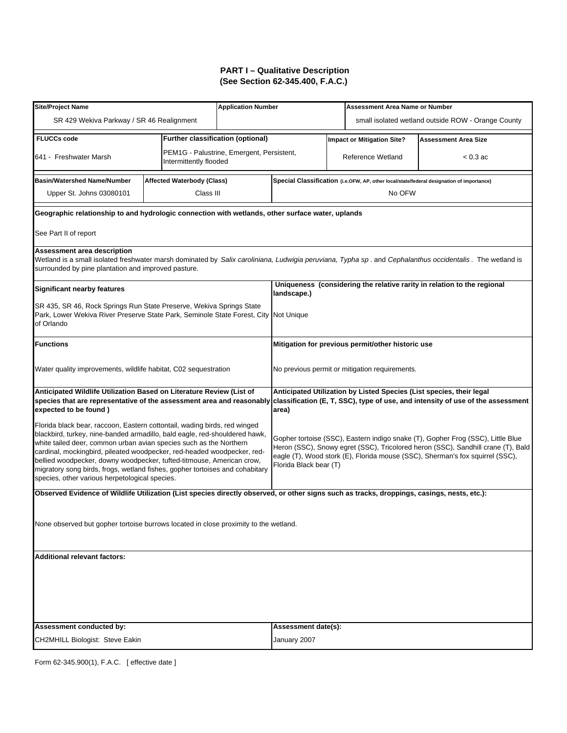# PART I – Qualitative Description
## (See Section 62-345.400, F.A.C.)

| Site/Project Name | Application Number | Assessment Area Name or Number |
|---|---|---|
| SR 429 Wekiva Parkway / SR 46 Realignment | | small isolated wetland outside ROW - Orange County |

| FLUCCs code | Further classification (optional) | Impact or Mitigation Site? | Assessment Area Size |
|---|---|---|---|
| 641 - Freshwater Marsh | PEM1G - Palustrine, Emergent, Persistent, Intermittently flooded | Reference Wetland | < 0.3 ac |

| Basin/Watershed Name/Number | Affected Waterbody (Class) | Special Classification (i.e.OFW, AP, other local/state/federal designation of importance) |
|---|---|---|
| Upper St. Johns 03080101 | Class III | No OFW |

**Geographic relationship to and hydrologic connection with wetlands, other surface water, uplands**

See Part II of report

**Assessment area description**

Wetland is a small isolated freshwater marsh dominated by *Salix caroliniana, Ludwigia peruviana, Typha sp*. and *Cephalanthus occidentalis*. The wetland is surrounded by pine plantation and improved pasture.

| Significant nearby features | Uniqueness (considering the relative rarity in relation to the regional landscape.) |
|---|---|
| SR 435, SR 46, Rock Springs Run State Preserve, Wekiva Springs State Park, Lower Wekiva River Preserve State Park, Seminole State Forest, City of Orlando | Not Unique |

| Functions | Mitigation for previous permit/other historic use |
|---|---|
| Water quality improvements, wildlife habitat, C02 sequestration | No previous permit or mitigation requirements. |

| Anticipated Wildlife Utilization Based on Literature Review (List of species that are representative of the assessment area and reasonably expected to be found ) | Anticipated Utilization by Listed Species (List species, their legal classification (E, T, SSC), type of use, and intensity of use of the assessment area) |
|---|---|
| Florida black bear, raccoon, Eastern cottontail, wading birds, red winged blackbird, turkey, nine-banded armadillo, bald eagle, red-shouldered hawk, white tailed deer, common urban avian species such as the Northern cardinal, mockingbird, pileated woodpecker, red-headed woodpecker, red-bellied woodpecker, downy woodpecker, tufted-titmouse, American crow, migratory song birds, frogs, wetland fishes, gopher tortoises and cohabitary species, other various herpetological species. | Gopher tortoise (SSC), Eastern indigo snake (T), Gopher Frog (SSC), Little Blue Heron (SSC), Snowy egret (SSC), Tricolored heron (SSC), Sandhill crane (T), Bald eagle (T), Wood stork (E), Florida mouse (SSC), Sherman's fox squirrel (SSC), Florida Black bear (T) |

**Observed Evidence of Wildlife Utilization (List species directly observed, or other signs such as tracks, droppings, casings, nests, etc.):**

None observed but gopher tortoise burrows located in close proximity to the wetland.

**Additional relevant factors:**

| Assessment conducted by: | Assessment date(s): |
|---|---|
| CH2MHILL Biologist: Steve Eakin | January 2007 |

Form 62-345.900(1), F.A.C. [ effective date ]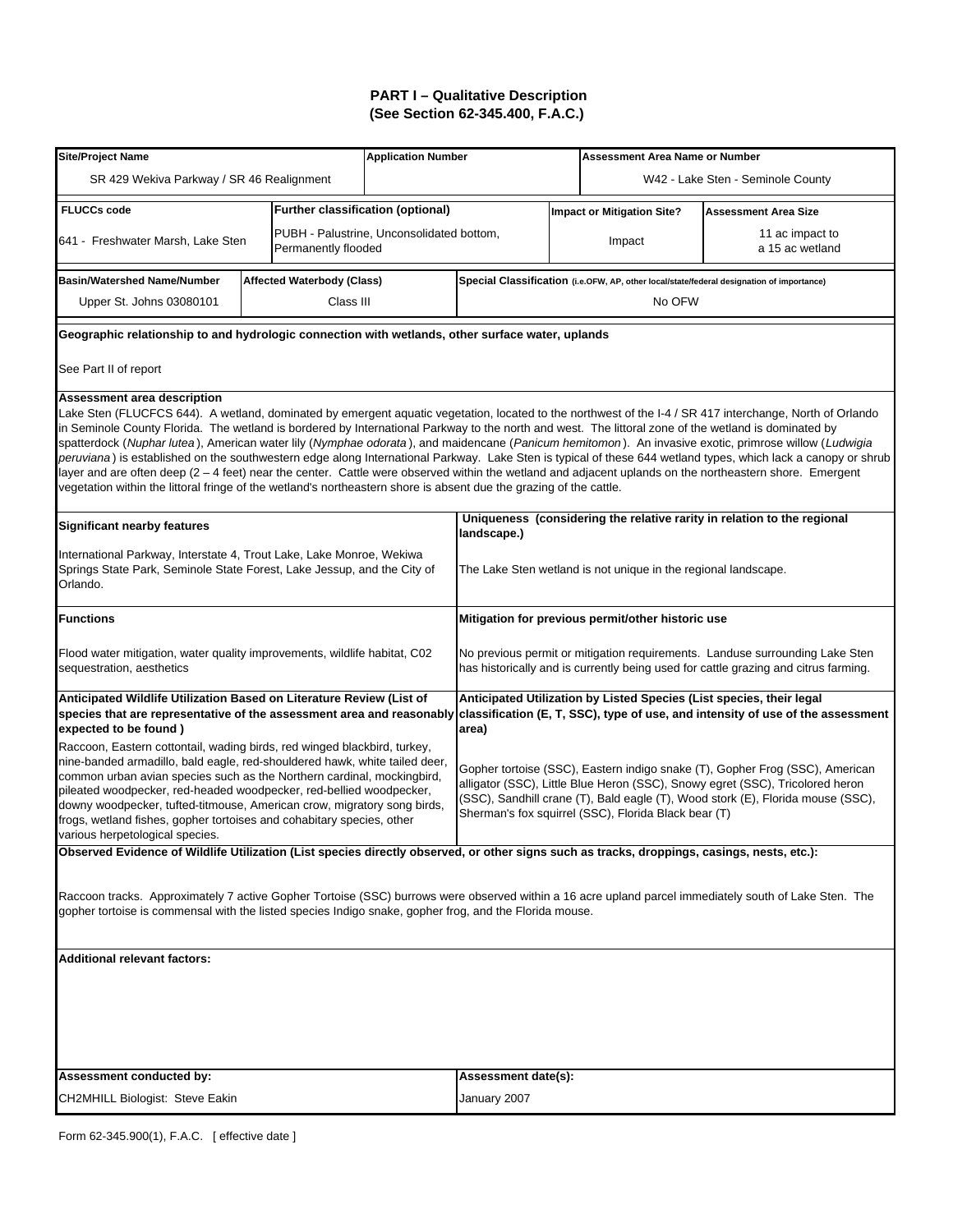# PART I – Qualitative Description
## (See Section 62-345.400, F.A.C.)

| Site/Project Name | Application Number | Assessment Area Name or Number |
|---|---|---|
| SR 429 Wekiva Parkway / SR 46 Realignment | | W42 - Lake Sten - Seminole County |

| FLUCCs code | Further classification (optional) | Impact or Mitigation Site? | Assessment Area Size |
|---|---|---|---|
| 641 - Freshwater Marsh, Lake Sten | PUBH - Palustrine, Unconsolidated bottom, Permanently flooded | Impact | 11 ac impact to a 15 ac wetland |

| Basin/Watershed Name/Number | Affected Waterbody (Class) | Special Classification (i.e.OFW, AP, other local/state/federal designation of importance) |
|---|---|---|
| Upper St. Johns 03080101 | Class III | No OFW |

**Geographic relationship to and hydrologic connection with wetlands, other surface water, uplands**

See Part II of report

**Assessment area description**

Lake Sten (FLUCFCS 644). A wetland, dominated by emergent aquatic vegetation, located to the northwest of the I-4 / SR 417 interchange, North of Orlando in Seminole County Florida. The wetland is bordered by International Parkway to the north and west. The littoral zone of the wetland is dominated by spatterdock (*Nuphar lutea*), American water lily (*Nymphae odorata*), and maidencane (*Panicum hemitomon*). An invasive exotic, primrose willow (*Ludwigia peruviana*) is established on the southwestern edge along International Parkway. Lake Sten is typical of these 644 wetland types, which lack a canopy or shrub layer and are often deep (2 – 4 feet) near the center. Cattle were observed within the wetland and adjacent uplands on the northeastern shore. Emergent vegetation within the littoral fringe of the wetland's northeastern shore is absent due the grazing of the cattle.

**Significant nearby features**

International Parkway, Interstate 4, Trout Lake, Lake Monroe, Wekiwa Springs State Park, Seminole State Forest, Lake Jessup, and the City of Orlando.

**Uniqueness (considering the relative rarity in relation to the regional landscape.)**

The Lake Sten wetland is not unique in the regional landscape.

**Functions**

Flood water mitigation, water quality improvements, wildlife habitat, C02 sequestration, aesthetics

**Mitigation for previous permit/other historic use**

No previous permit or mitigation requirements. Landuse surrounding Lake Sten has historically and is currently being used for cattle grazing and citrus farming.

**Anticipated Wildlife Utilization Based on Literature Review (List of species that are representative of the assessment area and reasonably expected to be found )**

Raccoon, Eastern cottontail, wading birds, red winged blackbird, turkey, nine-banded armadillo, bald eagle, red-shouldered hawk, white tailed deer, common urban avian species such as the Northern cardinal, mockingbird, pileated woodpecker, red-headed woodpecker, red-bellied woodpecker, downy woodpecker, tufted-titmouse, American crow, migratory song birds, frogs, wetland fishes, gopher tortoises and cohabitary species, other various herpetological species.

**Anticipated Utilization by Listed Species (List species, their legal classification (E, T, SSC), type of use, and intensity of use of the assessment area)**

Gopher tortoise (SSC), Eastern indigo snake (T), Gopher Frog (SSC), American alligator (SSC), Little Blue Heron (SSC), Snowy egret (SSC), Tricolored heron (SSC), Sandhill crane (T), Bald eagle (T), Wood stork (E), Florida mouse (SSC), Sherman's fox squirrel (SSC), Florida Black bear (T)

**Observed Evidence of Wildlife Utilization (List species directly observed, or other signs such as tracks, droppings, casings, nests, etc.):**

Raccoon tracks. Approximately 7 active Gopher Tortoise (SSC) burrows were observed within a 16 acre upland parcel immediately south of Lake Sten. The gopher tortoise is commensal with the listed species Indigo snake, gopher frog, and the Florida mouse.

**Additional relevant factors:**

| Assessment conducted by: | Assessment date(s): |
|---|---|
| CH2MHILL Biologist: Steve Eakin | January 2007 |

Form 62-345.900(1), F.A.C. [ effective date ]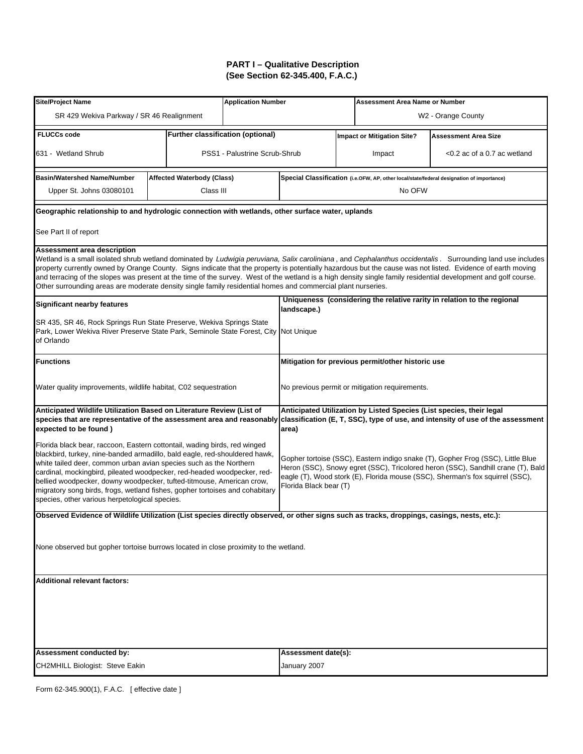## PART I – Qualitative Description
## (See Section 62-345.400, F.A.C.)

| Site/Project Name | Application Number | Assessment Area Name or Number |
|---|---|---|
| SR 429 Wekiva Parkway / SR 46 Realignment | | W2 - Orange County |

| FLUCCs code | Further classification (optional) | Impact or Mitigation Site? | Assessment Area Size |
|---|---|---|---|
| 631 - Wetland Shrub | PSS1 - Palustrine Scrub-Shrub | Impact | <0.2 ac of a 0.7 ac wetland |

| Basin/Watershed Name/Number | Affected Waterbody (Class) | Special Classification (i.e.OFW, AP, other local/state/federal designation of importance) |
|---|---|---|
| Upper St. Johns 03080101 | Class III | No OFW |

**Geographic relationship to and hydrologic connection with wetlands, other surface water, uplands**

See Part II of report

**Assessment area description**

Wetland is a small isolated shrub wetland dominated by *Ludwigia peruviana, Salix caroliniana* , and *Cephalanthus occidentalis* . Surrounding land use includes property currently owned by Orange County. Signs indicate that the property is potentially hazardous but the cause was not listed. Evidence of earth moving and terracing of the slopes was present at the time of the survey. West of the wetland is a high density single family residential development and golf course. Other surrounding areas are moderate density single family residential homes and commercial plant nurseries.

| Significant nearby features | Uniqueness (considering the relative rarity in relation to the regional landscape.) |
|---|---|
| SR 435, SR 46, Rock Springs Run State Preserve, Wekiva Springs State Park, Lower Wekiva River Preserve State Park, Seminole State Forest, City of Orlando | Not Unique |

| Functions | Mitigation for previous permit/other historic use |
|---|---|
| Water quality improvements, wildlife habitat, C02 sequestration | No previous permit or mitigation requirements. |

| Anticipated Wildlife Utilization Based on Literature Review (List of species that are representative of the assessment area and reasonably expected to be found ) | Anticipated Utilization by Listed Species (List species, their legal classification (E, T, SSC), type of use, and intensity of use of the assessment area) |
|---|---|
| Florida black bear, raccoon, Eastern cottontail, wading birds, red winged blackbird, turkey, nine-banded armadillo, bald eagle, red-shouldered hawk, white tailed deer, common urban avian species such as the Northern cardinal, mockingbird, pileated woodpecker, red-headed woodpecker, red-bellied woodpecker, downy woodpecker, tufted-titmouse, American crow, migratory song birds, frogs, wetland fishes, gopher tortoises and cohabitary species, other various herpetological species. | Gopher tortoise (SSC), Eastern indigo snake (T), Gopher Frog (SSC), Little Blue Heron (SSC), Snowy egret (SSC), Tricolored heron (SSC), Sandhill crane (T), Bald eagle (T), Wood stork (E), Florida mouse (SSC), Sherman's fox squirrel (SSC), Florida Black bear (T) |

**Observed Evidence of Wildlife Utilization (List species directly observed, or other signs such as tracks, droppings, casings, nests, etc.):**

None observed but gopher tortoise burrows located in close proximity to the wetland.

**Additional relevant factors:**

| Assessment conducted by: | Assessment date(s): |
|---|---|
| CH2MHILL Biologist: Steve Eakin | January 2007 |

Form 62-345.900(1), F.A.C. [ effective date ]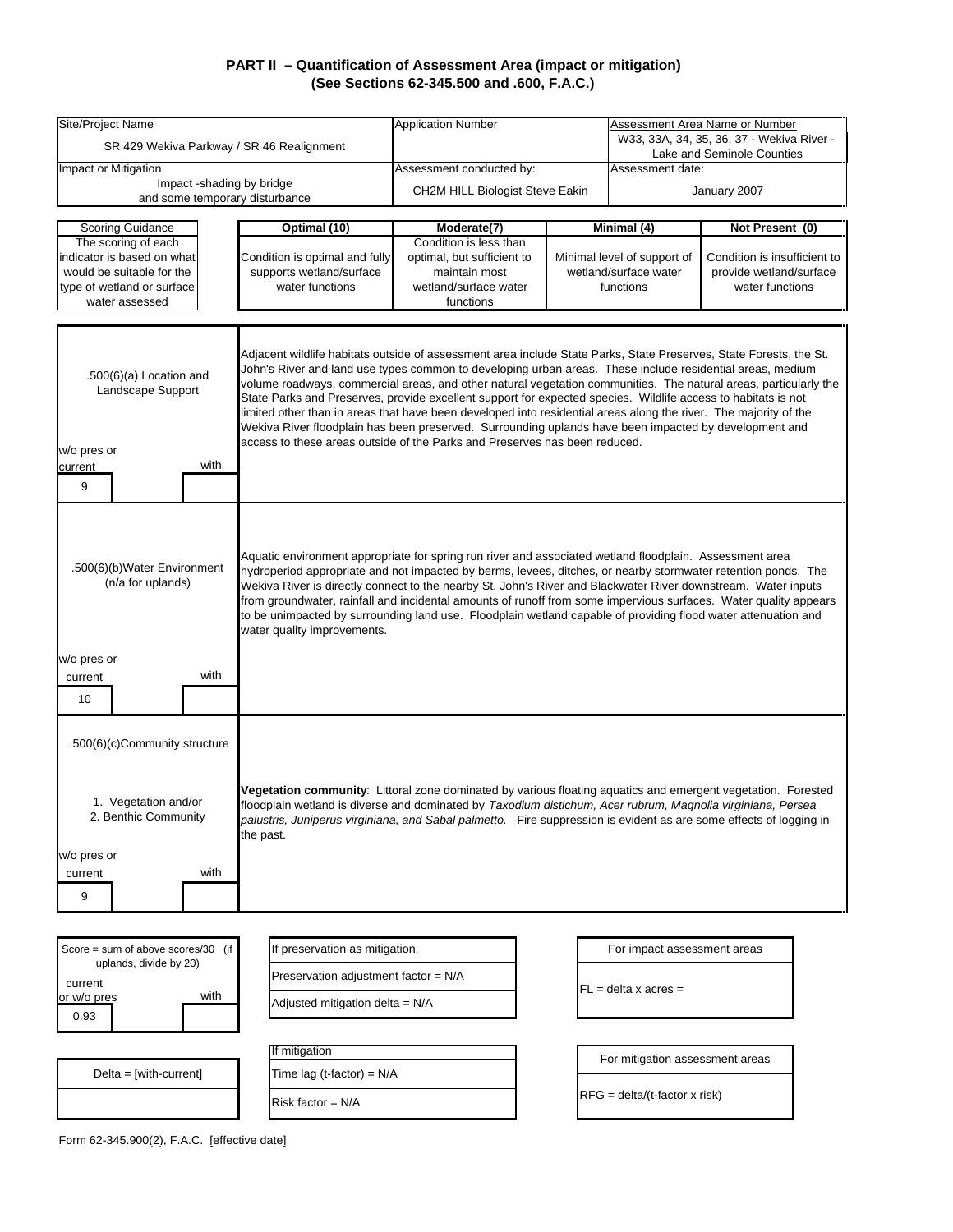# PART II – Quantification of Assessment Area (impact or mitigation)
## (See Sections 62-345.500 and .600, F.A.C.)

| Site/Project Name | Application Number | Assessment Area Name or Number |
|---|---|---|
| SR 429 Wekiva Parkway / SR 46 Realignment | | W33, 33A, 34, 35, 36, 37 - Wekiva River - Lake and Seminole Counties |
| **Impact or Mitigation** | **Assessment conducted by:** | **Assessment date:** |
| Impact -shading by bridge and some temporary disturbance | CH2M HILL Biologist Steve Eakin | January 2007 |

| Scoring Guidance | Optimal (10) | Moderate(7) | Minimal (4) | Not Present (0) |
|---|---|---|---|---|
| The scoring of each indicator is based on what would be suitable for the type of wetland or surface water assessed | Condition is optimal and fully supports wetland/surface water functions | Condition is less than optimal, but sufficient to maintain most wetland/surface water functions | Minimal level of support of wetland/surface water functions | Condition is insufficient to provide wetland/surface water functions |

| Indicator | w/o pres or current | with | Description |
|---|---|---|---|
| .500(6)(a) Location and Landscape Support | 9 | | Adjacent wildlife habitats outside of assessment area include State Parks, State Preserves, State Forests, the St. John's River and land use types common to developing urban areas. These include residential areas, medium volume roadways, commercial areas, and other natural vegetation communities. The natural areas, particularly the State Parks and Preserves, provide excellent support for expected species. Wildlife access to habitats is not limited other than in areas that have been developed into residential areas along the river. The majority of the Wekiva River floodplain has been preserved. Surrounding uplands have been impacted by development and access to these areas outside of the Parks and Preserves has been reduced. |
| .500(6)(b)Water Environment (n/a for uplands) | 10 | | Aquatic environment appropriate for spring run river and associated wetland floodplain. Assessment area hydroperiod appropriate and not impacted by berms, levees, ditches, or nearby stormwater retention ponds. The Wekiva River is directly connect to the nearby St. John's River and Blackwater River downstream. Water inputs from groundwater, rainfall and incidental amounts of runoff from some impervious surfaces. Water quality appears to be unimpacted by surrounding land use. Floodplain wetland capable of providing flood water attenuation and water quality improvements. |
| .500(6)(c)Community structure<br>1. Vegetation and/or<br>2. Benthic Community | 9 | | **Vegetation community**: Littoral zone dominated by various floating aquatics and emergent vegetation. Forested floodplain wetland is diverse and dominated by *Taxodium distichum, Acer rubrum, Magnolia virginiana, Persea palustris, Juniperus virginiana, and Sabal palmetto.* Fire suppression is evident as are some effects of logging in the past. |

| Score = sum of above scores/30 (if uplands, divide by 20) | |
|---|---|
| current or w/o pres | with |
| 0.93 | |

| If preservation as mitigation, |
|---|
| Preservation adjustment factor = N/A |
| Adjusted mitigation delta = N/A |

| For impact assessment areas |
|---|
| FL = delta x acres = |

| Delta = [with-current] |
|---|
| |

| If mitigation |
|---|
| Time lag (t-factor) = N/A |
| Risk factor = N/A |

| For mitigation assessment areas |
|---|
| RFG = delta/(t-factor x risk) |

Form 62-345.900(2), F.A.C. [effective date]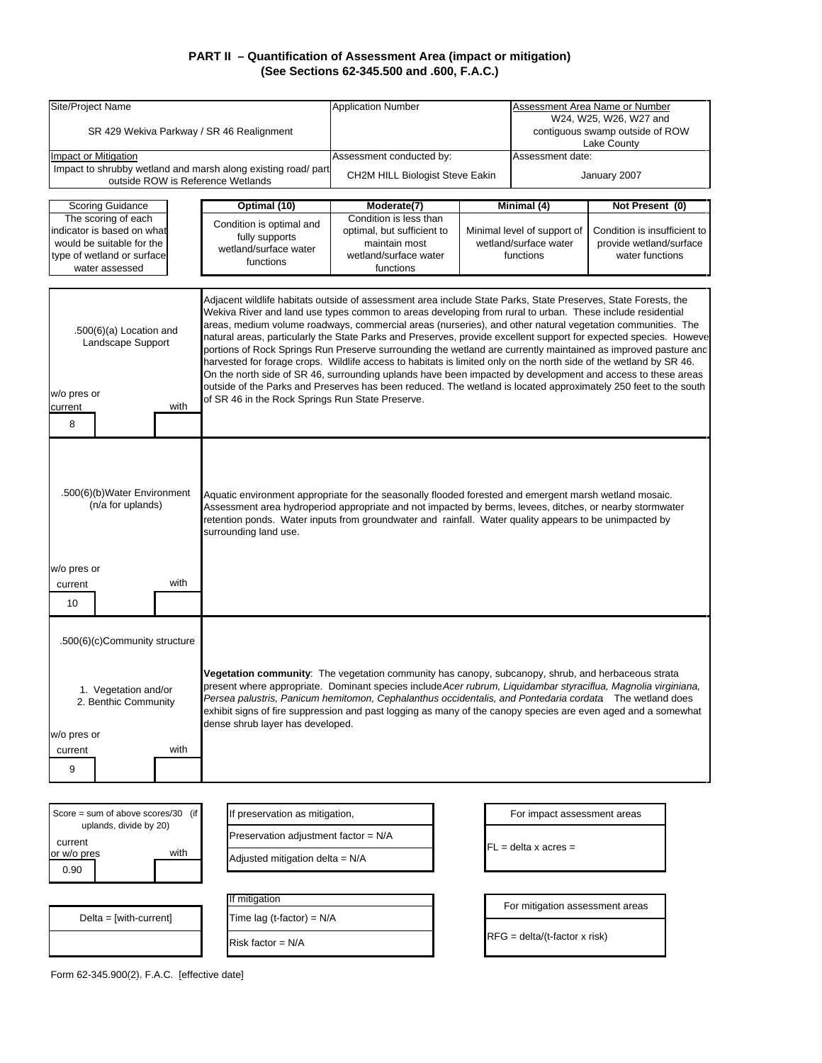# PART II – Quantification of Assessment Area (impact or mitigation)
## (See Sections 62-345.500 and .600, F.A.C.)

| Site/Project Name | Application Number | Assessment Area Name or Number |
|---|---|---|
| SR 429 Wekiva Parkway / SR 46 Realignment | | W24, W25, W26, W27 and contiguous swamp outside of ROW Lake County |
| **Impact or Mitigation** | **Assessment conducted by:** | **Assessment date:** |
| Impact to shrubby wetland and marsh along existing road/ part outside ROW is Reference Wetlands | CH2M HILL Biologist Steve Eakin | January 2007 |

| Scoring Guidance | Optimal (10) | Moderate(7) | Minimal (4) | Not Present (0) |
|---|---|---|---|---|
| The scoring of each indicator is based on what would be suitable for the type of wetland or surface water assessed | Condition is optimal and fully supports wetland/surface water functions | Condition is less than optimal, but sufficient to maintain most wetland/surface water functions | Minimal level of support of wetland/surface water functions | Condition is insufficient to provide wetland/surface water functions |

**.500(6)(a) Location and Landscape Support**

| w/o pres or current | with |
|---|---|
| 8 | |

Adjacent wildlife habitats outside of assessment area include State Parks, State Preserves, State Forests, the Wekiva River and land use types common to areas developing from rural to urban. These include residential areas, medium volume roadways, commercial areas (nurseries), and other natural vegetation communities. The natural areas, particularly the State Parks and Preserves, provide excellent support for expected species. However portions of Rock Springs Run Preserve surrounding the wetland are currently maintained as improved pasture and harvested for forage crops. Wildlife access to habitats is limited only on the north side of the wetland by SR 46. On the north side of SR 46, surrounding uplands have been impacted by development and access to these areas outside of the Parks and Preserves has been reduced. The wetland is located approximately 250 feet to the south of SR 46 in the Rock Springs Run State Preserve.

**.500(6)(b)Water Environment (n/a for uplands)**

| w/o pres or current | with |
|---|---|
| 10 | |

Aquatic environment appropriate for the seasonally flooded forested and emergent marsh wetland mosaic. Assessment area hydroperiod appropriate and not impacted by berms, levees, ditches, or nearby stormwater retention ponds. Water inputs from groundwater and rainfall. Water quality appears to be unimpacted by surrounding land use.

**.500(6)(c)Community structure**

1. Vegetation and/or
2. Benthic Community

| w/o pres or current | with |
|---|---|
| 9 | |

**Vegetation community**: The vegetation community has canopy, subcanopy, shrub, and herbaceous strata present where appropriate. Dominant species include *Acer rubrum, Liquidambar styraciflua, Magnolia virginiana, Persea palustris, Panicum hemitomon, Cephalanthus occidentalis, and Pontedaria cordata* The wetland does exhibit signs of fire suppression and past logging as many of the canopy species are even aged and a somewhat dense shrub layer has developed.

| Score = sum of above scores/30 (if uplands, divide by 20) | |
|---|---|
| current or w/o pres | with |
| 0.90 | |

| If preservation as mitigation, |
|---|
| Preservation adjustment factor = N/A |
| Adjusted mitigation delta = N/A |

| For impact assessment areas |
|---|
| FL = delta x acres = |

| Delta = [with-current] |
|---|
| |

| If mitigation |
|---|
| Time lag (t-factor) = N/A |
| Risk factor = N/A |

| For mitigation assessment areas |
|---|
| RFG = delta/(t-factor x risk) |

Form 62-345.900(2), F.A.C. [effective date]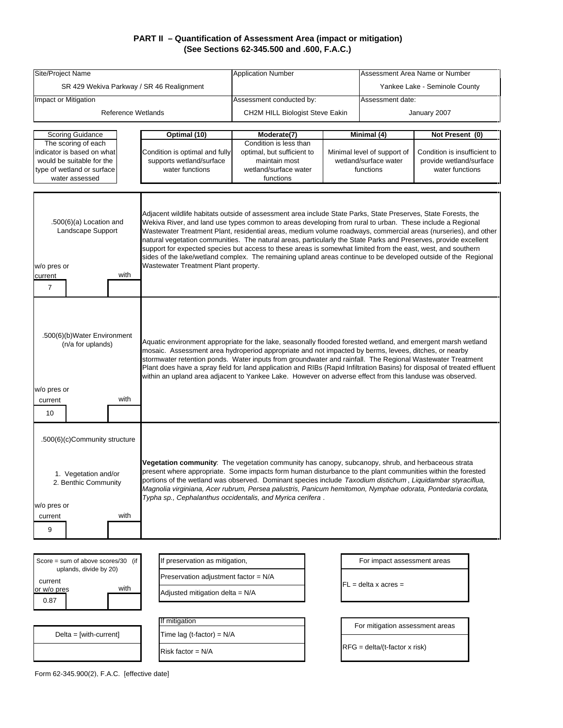## PART II – Quantification of Assessment Area (impact or mitigation)
## (See Sections 62-345.500 and .600, F.A.C.)

| Site/Project Name | Application Number | Assessment Area Name or Number |
|---|---|---|
| SR 429 Wekiva Parkway / SR 46 Realignment | | Yankee Lake - Seminole County |
| **Impact or Mitigation** | **Assessment conducted by:** | **Assessment date:** |
| Reference Wetlands | CH2M HILL Biologist Steve Eakin | January 2007 |

| Scoring Guidance | Optimal (10) | Moderate(7) | Minimal (4) | Not Present (0) |
|---|---|---|---|---|
| The scoring of each indicator is based on what would be suitable for the type of wetland or surface water assessed | Condition is optimal and fully supports wetland/surface water functions | Condition is less than optimal, but sufficient to maintain most wetland/surface water functions | Minimal level of support of wetland/surface water functions | Condition is insufficient to provide wetland/surface water functions |

| Indicator | w/o pres or current | with | Description |
|---|---|---|---|
| .500(6)(a) Location and Landscape Support | 7 | | Adjacent wildlife habitats outside of assessment area include State Parks, State Preserves, State Forests, the Wekiva River, and land use types common to areas developing from rural to urban. These include a Regional Wastewater Treatment Plant, residential areas, medium volume roadways, commercial areas (nurseries), and other natural vegetation communities. The natural areas, particularly the State Parks and Preserves, provide excellent support for expected species but access to these areas is somewhat limited from the east, west, and southern sides of the lake/wetland complex. The remaining upland areas continue to be developed outside of the Regional Wastewater Treatment Plant property. |
| .500(6)(b)Water Environment (n/a for uplands) | 10 | | Aquatic environment appropriate for the lake, seasonally flooded forested wetland, and emergent marsh wetland mosaic. Assessment area hydroperiod appropriate and not impacted by berms, levees, ditches, or nearby stormwater retention ponds. Water inputs from groundwater and rainfall. The Regional Wastewater Treatment Plant does have a spray field for land application and RIBs (Rapid Infiltration Basins) for disposal of treated effluent within an upland area adjacent to Yankee Lake. However on adverse effect from this landuse was observed. |
| .500(6)(c)Community structure<br>1. Vegetation and/or<br>2. Benthic Community | 9 | | **Vegetation community**: The vegetation community has canopy, subcanopy, shrub, and herbaceous strata present where appropriate. Some impacts form human disturbance to the plant communities within the forested portions of the wetland was observed. Dominant species include *Taxodium distichum* , *Liquidambar styraciflua, Magnolia virginiana, Acer rubrum, Persea palustris, Panicum hemitomon, Nymphae odorata, Pontedaria cordata, Typha sp., Cephalanthus occidentalis, and Myrica cerifera* . |

| Score = sum of above scores/30 (if uplands, divide by 20) | |
|---|---|
| current or w/o pres | with |
| 0.87 | |

| If preservation as mitigation, |
|---|
| Preservation adjustment factor = N/A |
| Adjusted mitigation delta = N/A |

| For impact assessment areas |
|---|
| FL = delta x acres = |

| Delta = [with-current] |
|---|
| |

| If mitigation |
|---|
| Time lag (t-factor) = N/A |
| Risk factor = N/A |

| For mitigation assessment areas |
|---|
| RFG = delta/(t-factor x risk) |

Form 62-345.900(2), F.A.C. [effective date]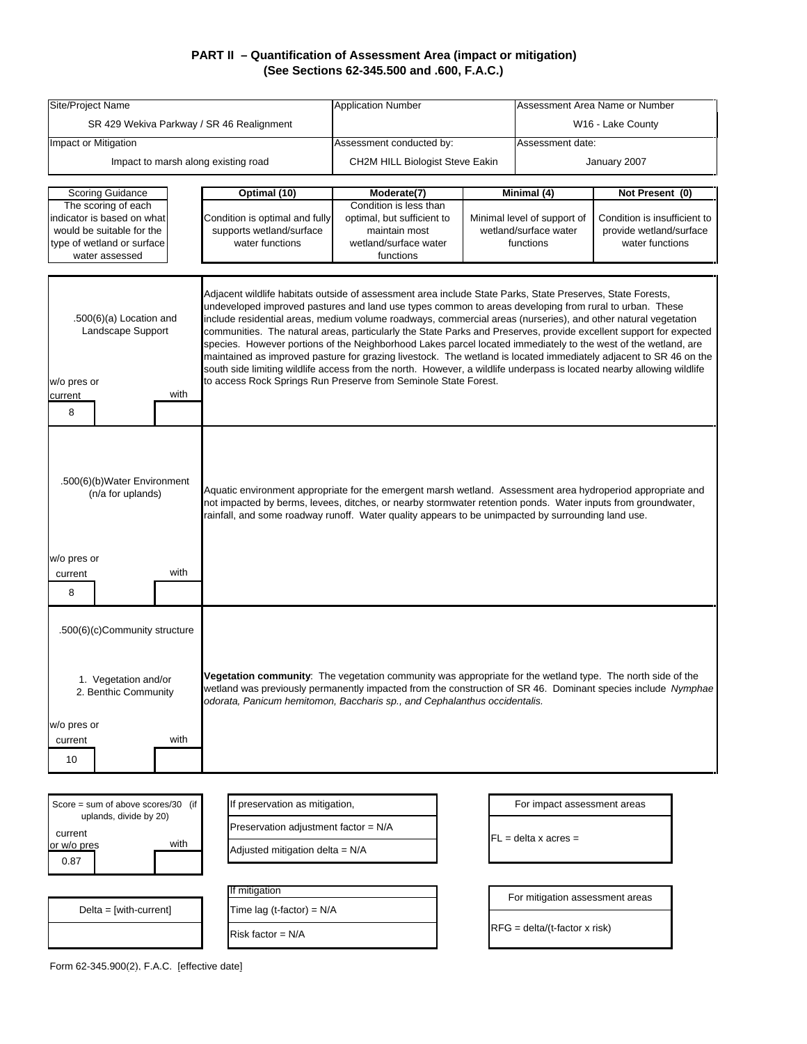## PART II – Quantification of Assessment Area (impact or mitigation)
## (See Sections 62-345.500 and .600, F.A.C.)

| Site/Project Name | Application Number | Assessment Area Name or Number |
|---|---|---|
| SR 429 Wekiva Parkway / SR 46 Realignment | | W16 - Lake County |
| **Impact or Mitigation** | **Assessment conducted by:** | **Assessment date:** |
| Impact to marsh along existing road | CH2M HILL Biologist Steve Eakin | January 2007 |

| Scoring Guidance | Optimal (10) | Moderate(7) | Minimal (4) | Not Present (0) |
|---|---|---|---|---|
| The scoring of each indicator is based on what would be suitable for the type of wetland or surface water assessed | Condition is optimal and fully supports wetland/surface water functions | Condition is less than optimal, but sufficient to maintain most wetland/surface water functions | Minimal level of support of wetland/surface water functions | Condition is insufficient to provide wetland/surface water functions |

| Indicator | w/o pres or current | with | Description |
|---|---|---|---|
| .500(6)(a) Location and Landscape Support | 8 | | Adjacent wildlife habitats outside of assessment area include State Parks, State Preserves, State Forests, undeveloped improved pastures and land use types common to areas developing from rural to urban. These include residential areas, medium volume roadways, commercial areas (nurseries), and other natural vegetation communities. The natural areas, particularly the State Parks and Preserves, provide excellent support for expected species. However portions of the Neighborhood Lakes parcel located immediately to the west of the wetland, are maintained as improved pasture for grazing livestock. The wetland is located immediately adjacent to SR 46 on the south side limiting wildlife access from the north. However, a wildlife underpass is located nearby allowing wildlife to access Rock Springs Run Preserve from Seminole State Forest. |
| .500(6)(b)Water Environment (n/a for uplands) | 8 | | Aquatic environment appropriate for the emergent marsh wetland. Assessment area hydroperiod appropriate and not impacted by berms, levees, ditches, or nearby stormwater retention ponds. Water inputs from groundwater, rainfall, and some roadway runoff. Water quality appears to be unimpacted by surrounding land use. |
| .500(6)(c)Community structure<br>1. Vegetation and/or<br>2. Benthic Community | 10 | | **Vegetation community**: The vegetation community was appropriate for the wetland type. The north side of the wetland was previously permanently impacted from the construction of SR 46. Dominant species include *Nymphae odorata, Panicum hemitomon, Baccharis sp., and Cephalanthus occidentalis.* |

| Score = sum of above scores/30 (if uplands, divide by 20) | |
|---|---|
| current or w/o pres | with |
| 0.87 | |

| If preservation as mitigation, |
|---|
| Preservation adjustment factor = N/A |
| Adjusted mitigation delta = N/A |

| For impact assessment areas |
|---|
| FL = delta x acres = |

| Delta = [with-current] |
|---|
| |

| If mitigation |
|---|
| Time lag (t-factor) = N/A |
| Risk factor = N/A |

| For mitigation assessment areas |
|---|
| RFG = delta/(t-factor x risk) |

Form 62-345.900(2), F.A.C. [effective date]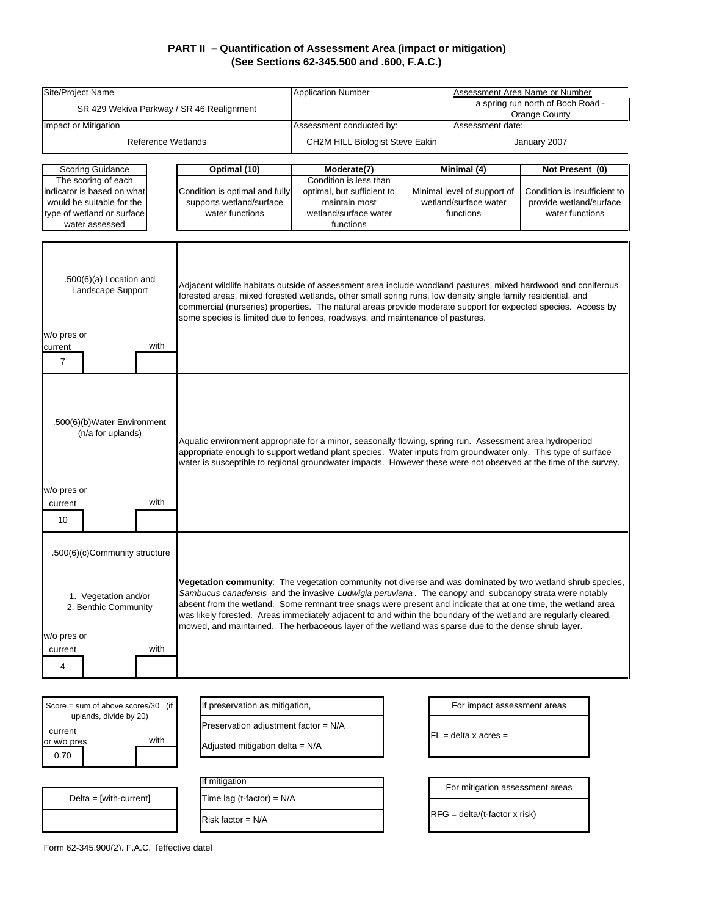## PART II – Quantification of Assessment Area (impact or mitigation)
## (See Sections 62-345.500 and .600, F.A.C.)

| Site/Project Name | Application Number | Assessment Area Name or Number |
|---|---|---|
| SR 429 Wekiva Parkway / SR 46 Realignment | | a spring run north of Boch Road - Orange County |
| **Impact or Mitigation** | **Assessment conducted by:** | **Assessment date:** |
| Reference Wetlands | CH2M HILL Biologist Steve Eakin | January 2007 |

| Scoring Guidance | Optimal (10) | Moderate(7) | Minimal (4) | Not Present (0) |
|---|---|---|---|---|
| The scoring of each indicator is based on what would be suitable for the type of wetland or surface water assessed | Condition is optimal and fully supports wetland/surface water functions | Condition is less than optimal, but sufficient to maintain most wetland/surface water functions | Minimal level of support of wetland/surface water functions | Condition is insufficient to provide wetland/surface water functions |

| Indicator | w/o pres or current | with | Description |
|---|---|---|---|
| .500(6)(a) Location and Landscape Support | 7 | | Adjacent wildlife habitats outside of assessment area include woodland pastures, mixed hardwood and coniferous forested areas, mixed forested wetlands, other small spring runs, low density single family residential, and commercial (nurseries) properties. The natural areas provide moderate support for expected species. Access by some species is limited due to fences, roadways, and maintenance of pastures. |
| .500(6)(b)Water Environment (n/a for uplands) | 10 | | Aquatic environment appropriate for a minor, seasonally flowing, spring run. Assessment area hydroperiod appropriate enough to support wetland plant species. Water inputs from groundwater only. This type of surface water is susceptible to regional groundwater impacts. However these were not observed at the time of the survey. |
| .500(6)(c)Community structure<br>1. Vegetation and/or<br>2. Benthic Community | 4 | | **Vegetation community**: The vegetation community not diverse and was dominated by two wetland shrub species, *Sambucus canadensis* and the invasive *Ludwigia peruviana*. The canopy and subcanopy strata were notably absent from the wetland. Some remnant tree snags were present and indicate that at one time, the wetland area was likely forested. Areas immediately adjacent to and within the boundary of the wetland are regularly cleared, mowed, and maintained. The herbaceous layer of the wetland was sparse due to the dense shrub layer. |

| Score = sum of above scores/30 (if uplands, divide by 20) | | If preservation as mitigation, | For impact assessment areas |
|---|---|---|---|
| current or w/o pres | with | Preservation adjustment factor = N/A | FL = delta x acres = |
| 0.70 | | Adjusted mitigation delta = N/A | |

| Delta = [with-current] | If mitigation | For mitigation assessment areas |
|---|---|---|
| | Time lag (t-factor) = N/A | RFG = delta/(t-factor x risk) |
| | Risk factor = N/A | |

Form 62-345.900(2), F.A.C. [effective date]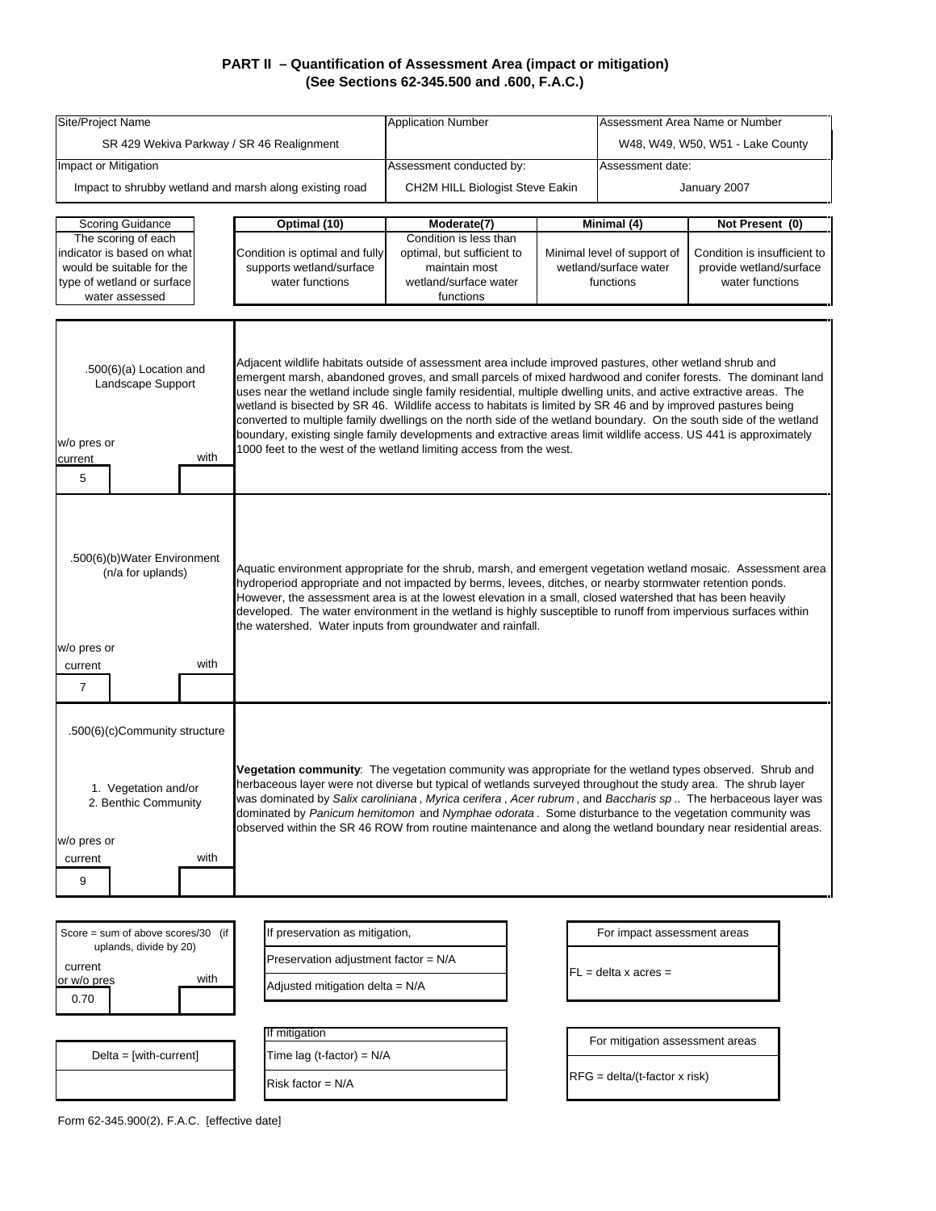## PART II – Quantification of Assessment Area (impact or mitigation)
## (See Sections 62-345.500 and .600, F.A.C.)

| Site/Project Name | Application Number | Assessment Area Name or Number |
|---|---|---|
| SR 429 Wekiva Parkway / SR 46 Realignment | | W48, W49, W50, W51 - Lake County |
| **Impact or Mitigation** | **Assessment conducted by:** | **Assessment date:** |
| Impact to shrubby wetland and marsh along existing road | CH2M HILL Biologist Steve Eakin | January 2007 |

| Scoring Guidance | Optimal (10) | Moderate(7) | Minimal (4) | Not Present (0) |
|---|---|---|---|---|
| The scoring of each indicator is based on what would be suitable for the type of wetland or surface water assessed | Condition is optimal and fully supports wetland/surface water functions | Condition is less than optimal, but sufficient to maintain most wetland/surface water functions | Minimal level of support of wetland/surface water functions | Condition is insufficient to provide wetland/surface water functions |

| Indicator | w/o pres or current | with | Description |
|---|---|---|---|
| .500(6)(a) Location and Landscape Support | 5 | | Adjacent wildlife habitats outside of assessment area include improved pastures, other wetland shrub and emergent marsh, abandoned groves, and small parcels of mixed hardwood and conifer forests. The dominant land uses near the wetland include single family residential, multiple dwelling units, and active extractive areas. The wetland is bisected by SR 46. Wildlife access to habitats is limited by SR 46 and by improved pastures being converted to multiple family dwellings on the north side of the wetland boundary. On the south side of the wetland boundary, existing single family developments and extractive areas limit wildlife access. US 441 is approximately 1000 feet to the west of the wetland limiting access from the west. |
| .500(6)(b)Water Environment (n/a for uplands) | 7 | | Aquatic environment appropriate for the shrub, marsh, and emergent vegetation wetland mosaic. Assessment area hydroperiod appropriate and not impacted by berms, levees, ditches, or nearby stormwater retention ponds. However, the assessment area is at the lowest elevation in a small, closed watershed that has been heavily developed. The water environment in the wetland is highly susceptible to runoff from impervious surfaces within the watershed. Water inputs from groundwater and rainfall. |
| .500(6)(c)Community structure<br>1. Vegetation and/or<br>2. Benthic Community | 9 | | **Vegetation community**: The vegetation community was appropriate for the wetland types observed. Shrub and herbaceous layer were not diverse but typical of wetlands surveyed throughout the study area. The shrub layer was dominated by *Salix caroliniana* , *Myrica cerifera* , *Acer rubrum* , and *Baccharis sp* .. The herbaceous layer was dominated by *Panicum hemitomon* and *Nymphae odorata* . Some disturbance to the vegetation community was observed within the SR 46 ROW from routine maintenance and along the wetland boundary near residential areas. |

| Score = sum of above scores/30 (if uplands, divide by 20) | |
|---|---|
| current or w/o pres | with |
| 0.70 | |

| If preservation as mitigation, |
|---|
| Preservation adjustment factor = N/A |
| Adjusted mitigation delta = N/A |

| For impact assessment areas |
|---|
| FL = delta x acres = |

| Delta = [with-current] |
|---|
| |

| If mitigation |
|---|
| Time lag (t-factor) = N/A |
| Risk factor = N/A |

| For mitigation assessment areas |
|---|
| RFG = delta/(t-factor x risk) |

Form 62-345.900(2), F.A.C. [effective date]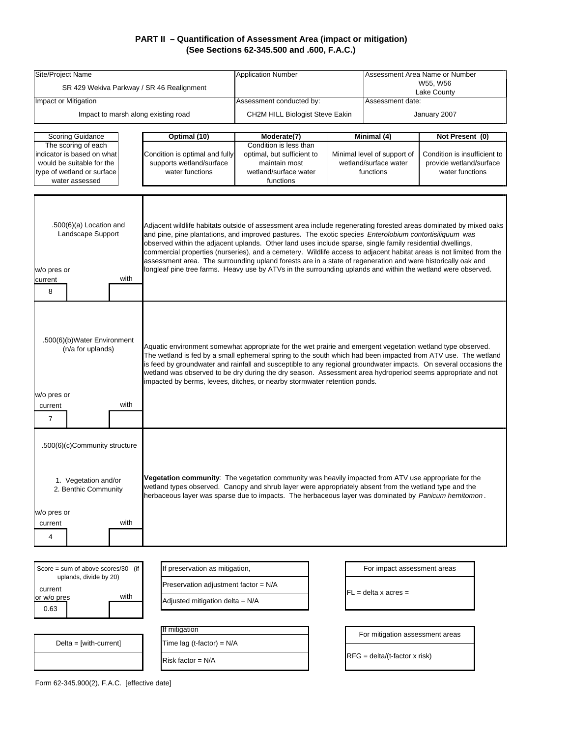## PART II – Quantification of Assessment Area (impact or mitigation)
## (See Sections 62-345.500 and .600, F.A.C.)

| Site/Project Name | Application Number | Assessment Area Name or Number |
|---|---|---|
| SR 429 Wekiva Parkway / SR 46 Realignment | | W55, W56 Lake County |
| **Impact or Mitigation** | **Assessment conducted by:** | **Assessment date:** |
| Impact to marsh along existing road | CH2M HILL Biologist Steve Eakin | January 2007 |

| Scoring Guidance | Optimal (10) | Moderate(7) | Minimal (4) | Not Present (0) |
|---|---|---|---|---|
| The scoring of each indicator is based on what would be suitable for the type of wetland or surface water assessed | Condition is optimal and fully supports wetland/surface water functions | Condition is less than optimal, but sufficient to maintain most wetland/surface water functions | Minimal level of support of wetland/surface water functions | Condition is insufficient to provide wetland/surface water functions |

| Indicator | w/o pres or current | with | Description |
|---|---|---|---|
| .500(6)(a) Location and Landscape Support | 8 | | Adjacent wildlife habitats outside of assessment area include regenerating forested areas dominated by mixed oaks and pine, pine plantations, and improved pastures. The exotic species *Enterolobium contortisiliquum* was observed within the adjacent uplands. Other land uses include sparse, single family residential dwellings, commercial properties (nurseries), and a cemetery. Wildlife access to adjacent habitat areas is not limited from the assessment area. The surrounding upland forests are in a state of regeneration and were historically oak and longleaf pine tree farms. Heavy use by ATVs in the surrounding uplands and within the wetland were observed. |
| .500(6)(b)Water Environment (n/a for uplands) | 7 | | Aquatic environment somewhat appropriate for the wet prairie and emergent vegetation wetland type observed. The wetland is fed by a small ephemeral spring to the south which had been impacted from ATV use. The wetland is feed by groundwater and rainfall and susceptible to any regional groundwater impacts. On several occasions the wetland was observed to be dry during the dry season. Assessment area hydroperiod seems appropriate and not impacted by berms, levees, ditches, or nearby stormwater retention ponds. |
| .500(6)(c)Community structure<br>1. Vegetation and/or<br>2. Benthic Community | 4 | | **Vegetation community**: The vegetation community was heavily impacted from ATV use appropriate for the wetland types observed. Canopy and shrub layer were appropriately absent from the wetland type and the herbaceous layer was sparse due to impacts. The herbaceous layer was dominated by *Panicum hemitomon*. |

| Score = sum of above scores/30 (if uplands, divide by 20) | |
|---|---|
| current or w/o pres | with |
| 0.63 | |

| If preservation as mitigation, |
|---|
| Preservation adjustment factor = N/A |
| Adjusted mitigation delta = N/A |

| For impact assessment areas |
|---|
| FL = delta x acres = |

| Delta = [with-current] |
|---|
| |

| If mitigation |
|---|
| Time lag (t-factor) = N/A |
| Risk factor = N/A |

| For mitigation assessment areas |
|---|
| RFG = delta/(t-factor x risk) |

Form 62-345.900(2), F.A.C. [effective date]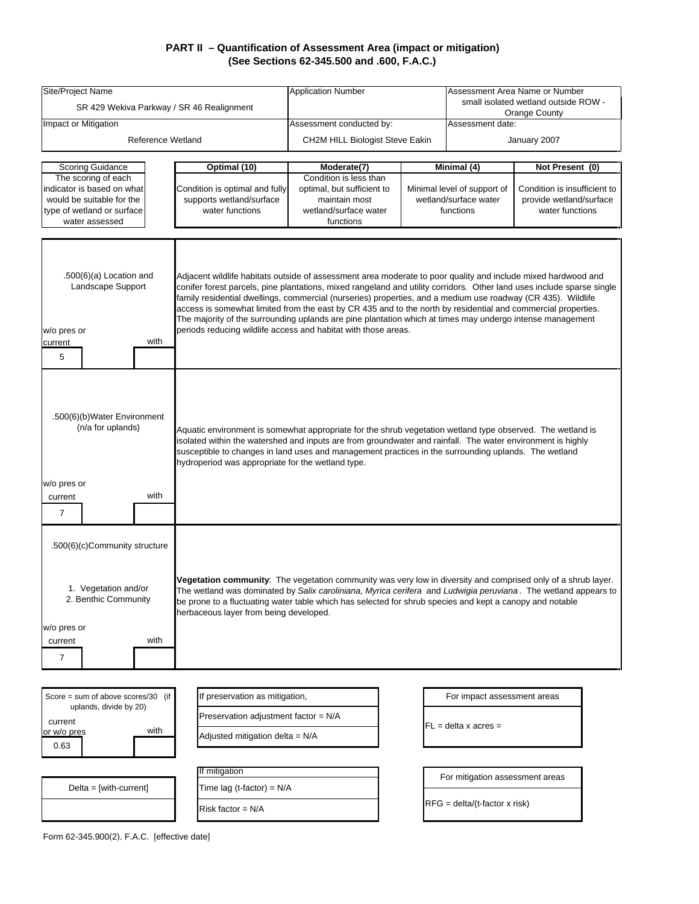# PART II – Quantification of Assessment Area (impact or mitigation)
## (See Sections 62-345.500 and .600, F.A.C.)

| Site/Project Name | Application Number | Assessment Area Name or Number |
|---|---|---|
| SR 429 Wekiva Parkway / SR 46 Realignment | | small isolated wetland outside ROW - Orange County |
| **Impact or Mitigation** | **Assessment conducted by:** | **Assessment date:** |
| Reference Wetland | CH2M HILL Biologist Steve Eakin | January 2007 |

| Scoring Guidance | Optimal (10) | Moderate(7) | Minimal (4) | Not Present (0) |
|---|---|---|---|---|
| The scoring of each indicator is based on what would be suitable for the type of wetland or surface water assessed | Condition is optimal and fully supports wetland/surface water functions | Condition is less than optimal, but sufficient to maintain most wetland/surface water functions | Minimal level of support of wetland/surface water functions | Condition is insufficient to provide wetland/surface water functions |

| Indicator | w/o pres or current | with | Description |
|---|---|---|---|
| .500(6)(a) Location and Landscape Support | 5 | | Adjacent wildlife habitats outside of assessment area moderate to poor quality and include mixed hardwood and conifer forest parcels, pine plantations, mixed rangeland and utility corridors. Other land uses include sparse single family residential dwellings, commercial (nurseries) properties, and a medium use roadway (CR 435). Wildlife access is somewhat limited from the east by CR 435 and to the north by residential and commercial properties. The majority of the surrounding uplands are pine plantation which at times may undergo intense management periods reducing wildlife access and habitat with those areas. |
| .500(6)(b)Water Environment (n/a for uplands) | 7 | | Aquatic environment is somewhat appropriate for the shrub vegetation wetland type observed. The wetland is isolated within the watershed and inputs are from groundwater and rainfall. The water environment is highly susceptible to changes in land uses and management practices in the surrounding uplands. The wetland hydroperiod was appropriate for the wetland type. |
| .500(6)(c)Community structure<br>1. Vegetation and/or<br>2. Benthic Community | 7 | | **Vegetation community**: The vegetation community was very low in diversity and comprised only of a shrub layer. The wetland was dominated by *Salix caroliniana, Myrica cerifera* and *Ludwigia peruviana*. The wetland appears to be prone to a fluctuating water table which has selected for shrub species and kept a canopy and notable herbaceous layer from being developed. |

| Score = sum of above scores/30 (if uplands, divide by 20) | |
|---|---|
| **current or w/o pres** | **with** |
| 0.63 | |

| If preservation as mitigation, |
|---|
| Preservation adjustment factor = N/A |
| Adjusted mitigation delta = N/A |

| For impact assessment areas |
|---|
| FL = delta x acres = |

| Delta = [with-current] |
|---|
| |

| If mitigation |
|---|
| Time lag (t-factor) = N/A |
| Risk factor = N/A |

| For mitigation assessment areas |
|---|
| RFG = delta/(t-factor x risk) |

Form 62-345.900(2), F.A.C. [effective date]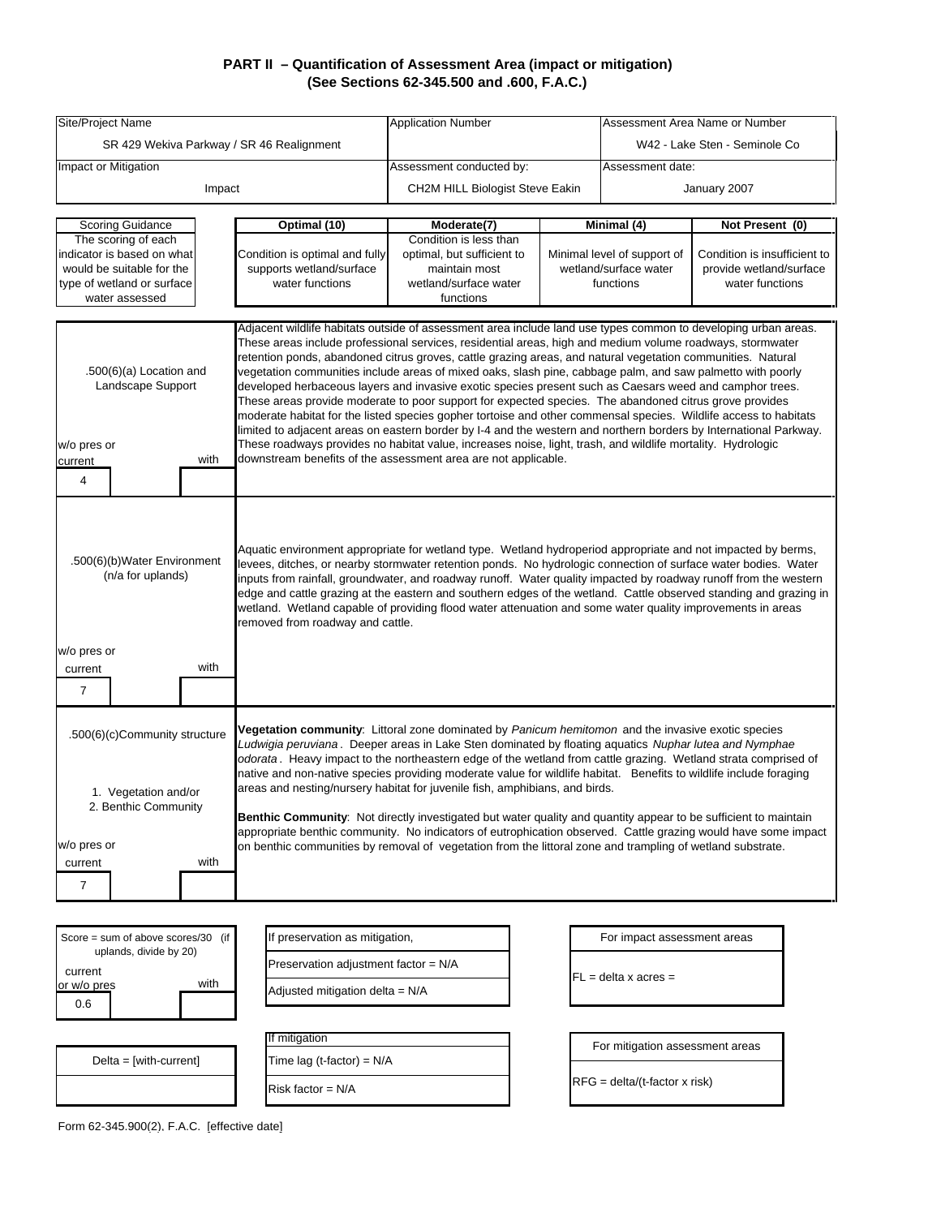## PART II – Quantification of Assessment Area (impact or mitigation)
## (See Sections 62-345.500 and .600, F.A.C.)

| Site/Project Name | Application Number | Assessment Area Name or Number |
|---|---|---|
| SR 429 Wekiva Parkway / SR 46 Realignment | | W42 - Lake Sten - Seminole Co |
| **Impact or Mitigation** | **Assessment conducted by:** | **Assessment date:** |
| Impact | CH2M HILL Biologist Steve Eakin | January 2007 |

| Scoring Guidance | Optimal (10) | Moderate(7) | Minimal (4) | Not Present (0) |
|---|---|---|---|---|
| The scoring of each indicator is based on what would be suitable for the type of wetland or surface water assessed | Condition is optimal and fully supports wetland/surface water functions | Condition is less than optimal, but sufficient to maintain most wetland/surface water functions | Minimal level of support of wetland/surface water functions | Condition is insufficient to provide wetland/surface water functions |

| Indicator | w/o pres or current | with | Description |
|---|---|---|---|
| .500(6)(a) Location and Landscape Support | 4 | | Adjacent wildlife habitats outside of assessment area include land use types common to developing urban areas. These areas include professional services, residential areas, high and medium volume roadways, stormwater retention ponds, abandoned citrus groves, cattle grazing areas, and natural vegetation communities. Natural vegetation communities include areas of mixed oaks, slash pine, cabbage palm, and saw palmetto with poorly developed herbaceous layers and invasive exotic species present such as Caesars weed and camphor trees. These areas provide moderate to poor support for expected species. The abandoned citrus grove provides moderate habitat for the listed species gopher tortoise and other commensal species. Wildlife access to habitats limited to adjacent areas on eastern border by I-4 and the western and northern borders by International Parkway. These roadways provides no habitat value, increases noise, light, trash, and wildlife mortality. Hydrologic downstream benefits of the assessment area are not applicable. |
| .500(6)(b)Water Environment (n/a for uplands) | 7 | | Aquatic environment appropriate for wetland type. Wetland hydroperiod appropriate and not impacted by berms, levees, ditches, or nearby stormwater retention ponds. No hydrologic connection of surface water bodies. Water inputs from rainfall, groundwater, and roadway runoff. Water quality impacted by roadway runoff from the western edge and cattle grazing at the eastern and southern edges of the wetland. Cattle observed standing and grazing in wetland. Wetland capable of providing flood water attenuation and some water quality improvements in areas removed from roadway and cattle. |
| .500(6)(c)Community structure<br>1. Vegetation and/or<br>2. Benthic Community | 7 | | **Vegetation community**: Littoral zone dominated by *Panicum hemitomon* and the invasive exotic species *Ludwigia peruviana*. Deeper areas in Lake Sten dominated by floating aquatics *Nuphar lutea and Nymphae odorata*. Heavy impact to the northeastern edge of the wetland from cattle grazing. Wetland strata comprised of native and non-native species providing moderate value for wildlife habitat. Benefits to wildlife include foraging areas and nesting/nursery habitat for juvenile fish, amphibians, and birds.<br><br>**Benthic Community**: Not directly investigated but water quality and quantity appear to be sufficient to maintain appropriate benthic community. No indicators of eutrophication observed. Cattle grazing would have some impact on benthic communities by removal of vegetation from the littoral zone and trampling of wetland substrate. |

| Score = sum of above scores/30 (if uplands, divide by 20) | |
|---|---|
| **current or w/o pres** | **with** |
| 0.6 | |

| Delta = [with-current] |
|---|
| |

If preservation as mitigation,

Preservation adjustment factor = N/A

Adjusted mitigation delta = N/A

If mitigation

Time lag (t-factor) = N/A

Risk factor = N/A

For impact assessment areas

FL = delta x acres =

For mitigation assessment areas

RFG = delta/(t-factor x risk)

Form 62-345.900(2), F.A.C. [effective date]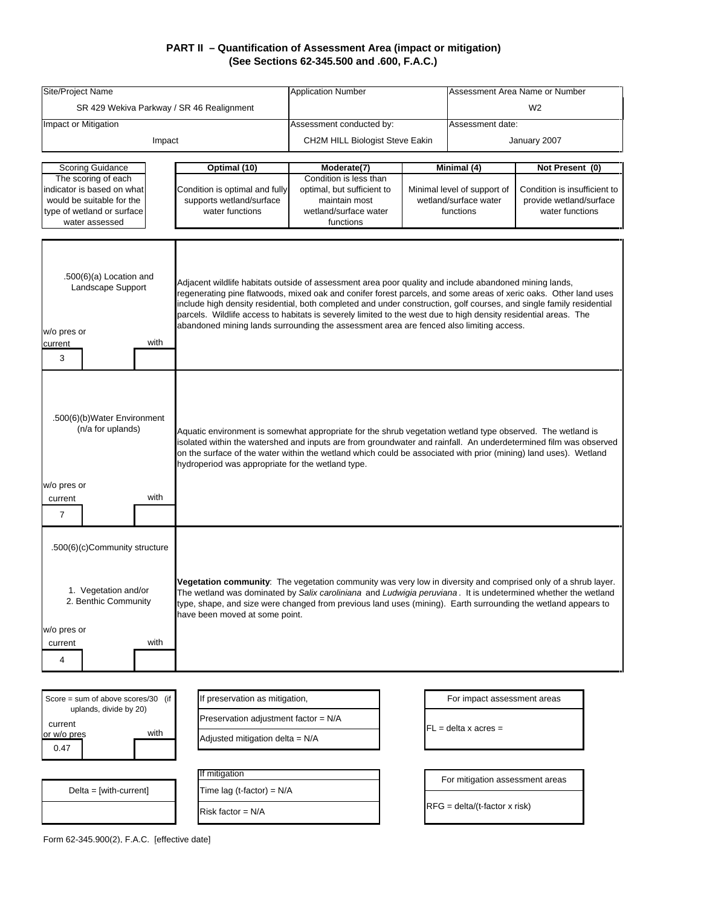## PART II – Quantification of Assessment Area (impact or mitigation)
## (See Sections 62-345.500 and .600, F.A.C.)

| Site/Project Name | Application Number | Assessment Area Name or Number |
|---|---|---|
| SR 429 Wekiva Parkway / SR 46 Realignment | | W2 |
| **Impact or Mitigation** | **Assessment conducted by:** | **Assessment date:** |
| Impact | CH2M HILL Biologist Steve Eakin | January 2007 |

| Scoring Guidance | Optimal (10) | Moderate(7) | Minimal (4) | Not Present (0) |
|---|---|---|---|---|
| The scoring of each indicator is based on what would be suitable for the type of wetland or surface water assessed | Condition is optimal and fully supports wetland/surface water functions | Condition is less than optimal, but sufficient to maintain most wetland/surface water functions | Minimal level of support of wetland/surface water functions | Condition is insufficient to provide wetland/surface water functions |

| Indicator | w/o pres or current | with | Description |
|---|---|---|---|
| .500(6)(a) Location and Landscape Support | 3 | | Adjacent wildlife habitats outside of assessment area poor quality and include abandoned mining lands, regenerating pine flatwoods, mixed oak and conifer forest parcels, and some areas of xeric oaks. Other land uses include high density residential, both completed and under construction, golf courses, and single family residential parcels. Wildlife access to habitats is severely limited to the west due to high density residential areas. The abandoned mining lands surrounding the assessment area are fenced also limiting access. |
| .500(6)(b)Water Environment (n/a for uplands) | 7 | | Aquatic environment is somewhat appropriate for the shrub vegetation wetland type observed. The wetland is isolated within the watershed and inputs are from groundwater and rainfall. An underdetermined film was observed on the surface of the water within the wetland which could be associated with prior (mining) land uses). Wetland hydroperiod was appropriate for the wetland type. |
| .500(6)(c)Community structure<br>1. Vegetation and/or<br>2. Benthic Community | 4 | | **Vegetation community**: The vegetation community was very low in diversity and comprised only of a shrub layer. The wetland was dominated by *Salix caroliniana* and *Ludwigia peruviana*. It is undetermined whether the wetland type, shape, and size were changed from previous land uses (mining). Earth surrounding the wetland appears to have been moved at some point. |

| Score = sum of above scores/30 (if uplands, divide by 20) | |
|---|---|
| **current or w/o pres** | **with** |
| 0.47 | |

| If preservation as mitigation, |
|---|
| Preservation adjustment factor = N/A |
| Adjusted mitigation delta = N/A |

| For impact assessment areas |
|---|
| FL = delta x acres = |

| Delta = [with-current] |
|---|
| |

| If mitigation |
|---|
| Time lag (t-factor) = N/A |
| Risk factor = N/A |

| For mitigation assessment areas |
|---|
| RFG = delta/(t-factor x risk) |

Form 62-345.900(2), F.A.C. [effective date]